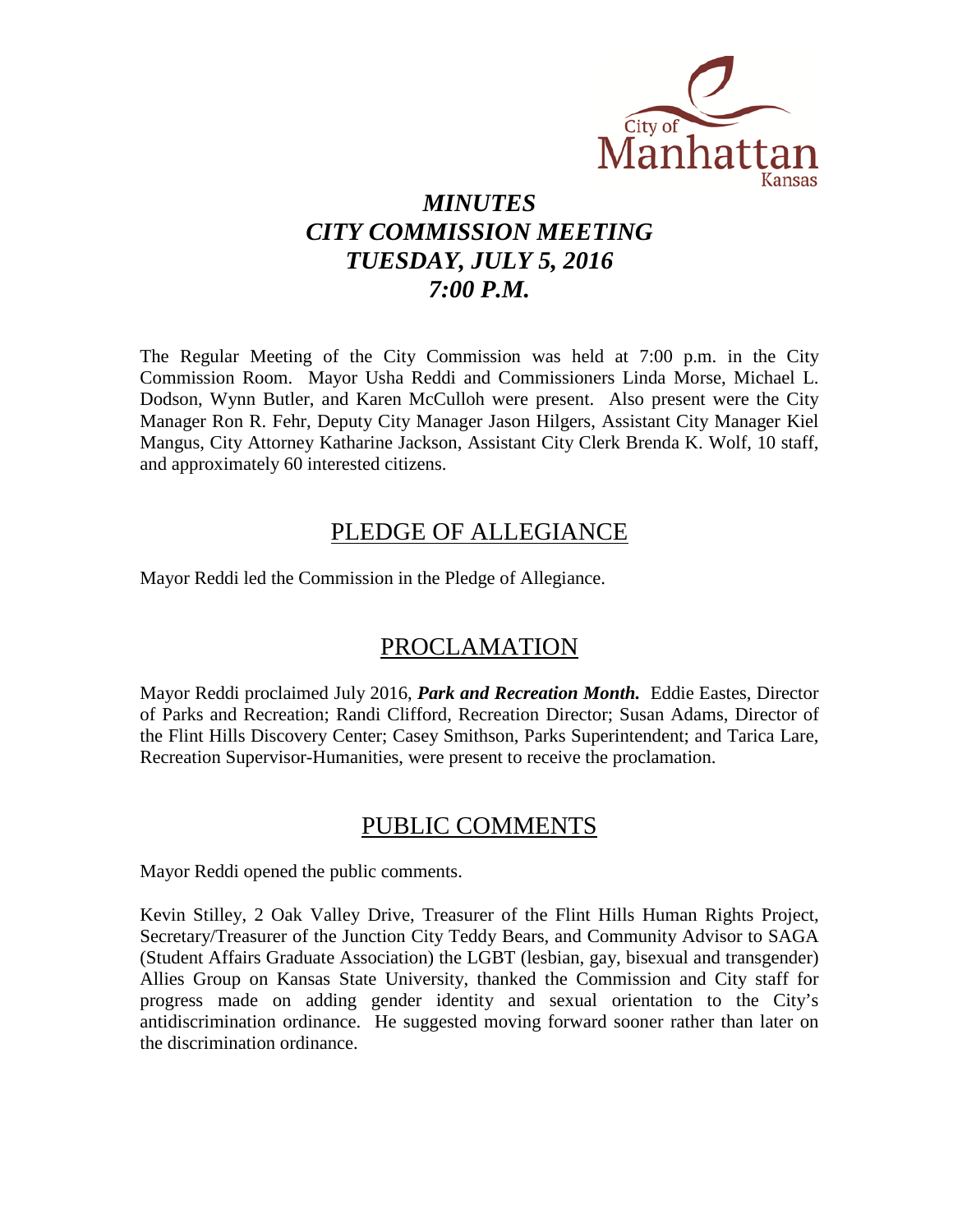City of Manhattan Kansas

# *MINUTES*
# *CITY COMMISSION MEETING*
# *TUESDAY, JULY 5, 2016*
# *7:00 P.M.*

The Regular Meeting of the City Commission was held at 7:00 p.m. in the City Commission Room. Mayor Usha Reddi and Commissioners Linda Morse, Michael L. Dodson, Wynn Butler, and Karen McCulloh were present. Also present were the City Manager Ron R. Fehr, Deputy City Manager Jason Hilgers, Assistant City Manager Kiel Mangus, City Attorney Katharine Jackson, Assistant City Clerk Brenda K. Wolf, 10 staff, and approximately 60 interested citizens.

## PLEDGE OF ALLEGIANCE

Mayor Reddi led the Commission in the Pledge of Allegiance.

## PROCLAMATION

Mayor Reddi proclaimed July 2016, ***Park and Recreation Month.*** Eddie Eastes, Director of Parks and Recreation; Randi Clifford, Recreation Director; Susan Adams, Director of the Flint Hills Discovery Center; Casey Smithson, Parks Superintendent; and Tarica Lare, Recreation Supervisor-Humanities, were present to receive the proclamation.

## PUBLIC COMMENTS

Mayor Reddi opened the public comments.

Kevin Stilley, 2 Oak Valley Drive, Treasurer of the Flint Hills Human Rights Project, Secretary/Treasurer of the Junction City Teddy Bears, and Community Advisor to SAGA (Student Affairs Graduate Association) the LGBT (lesbian, gay, bisexual and transgender) Allies Group on Kansas State University, thanked the Commission and City staff for progress made on adding gender identity and sexual orientation to the City's antidiscrimination ordinance. He suggested moving forward sooner rather than later on the discrimination ordinance.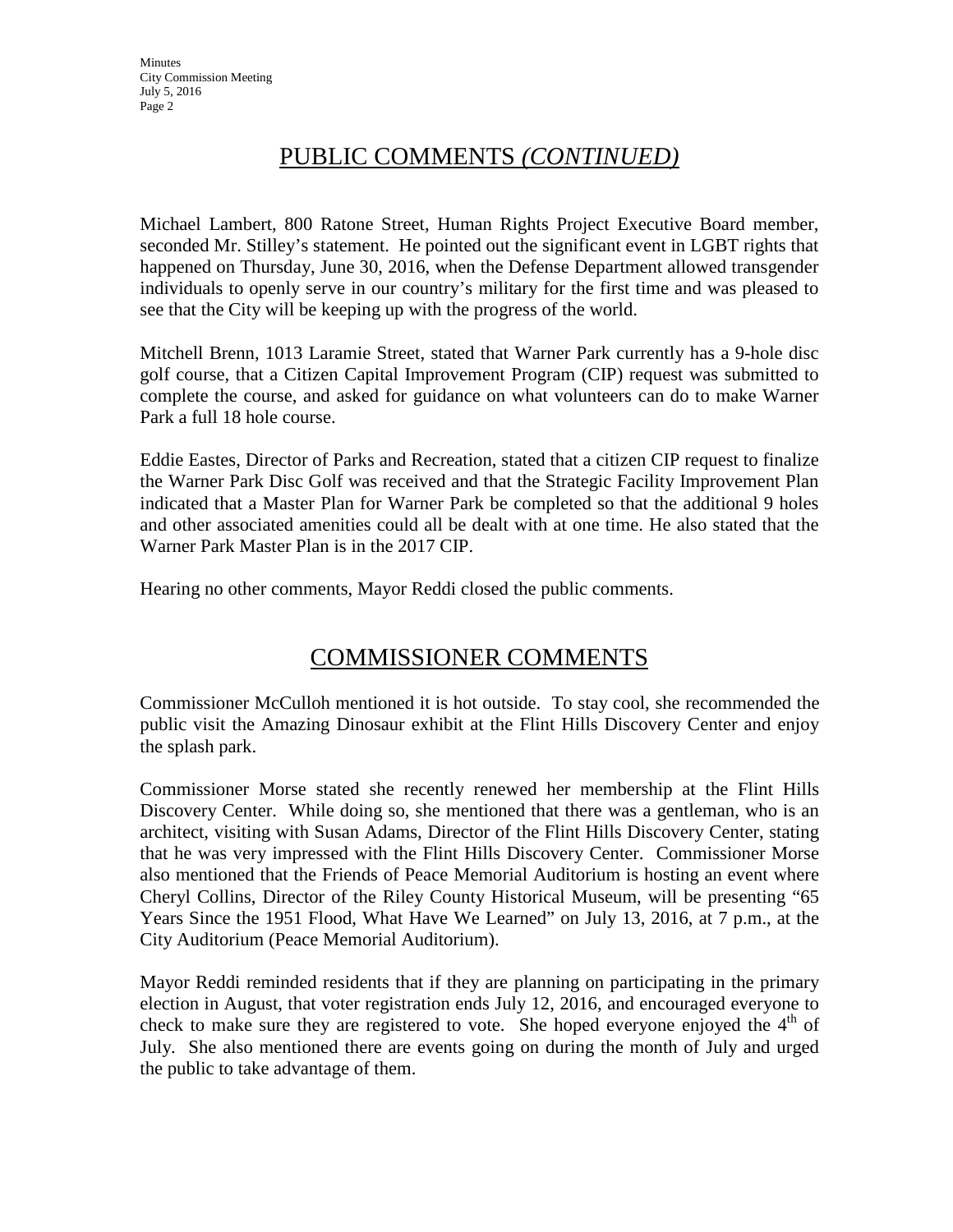## PUBLIC COMMENTS *(CONTINUED)*

Michael Lambert, 800 Ratone Street, Human Rights Project Executive Board member, seconded Mr. Stilley's statement. He pointed out the significant event in LGBT rights that happened on Thursday, June 30, 2016, when the Defense Department allowed transgender individuals to openly serve in our country's military for the first time and was pleased to see that the City will be keeping up with the progress of the world.

Mitchell Brenn, 1013 Laramie Street, stated that Warner Park currently has a 9-hole disc golf course, that a Citizen Capital Improvement Program (CIP) request was submitted to complete the course, and asked for guidance on what volunteers can do to make Warner Park a full 18 hole course.

Eddie Eastes, Director of Parks and Recreation, stated that a citizen CIP request to finalize the Warner Park Disc Golf was received and that the Strategic Facility Improvement Plan indicated that a Master Plan for Warner Park be completed so that the additional 9 holes and other associated amenities could all be dealt with at one time. He also stated that the Warner Park Master Plan is in the 2017 CIP.

Hearing no other comments, Mayor Reddi closed the public comments.

## COMMISSIONER COMMENTS

Commissioner McCulloh mentioned it is hot outside. To stay cool, she recommended the public visit the Amazing Dinosaur exhibit at the Flint Hills Discovery Center and enjoy the splash park.

Commissioner Morse stated she recently renewed her membership at the Flint Hills Discovery Center. While doing so, she mentioned that there was a gentleman, who is an architect, visiting with Susan Adams, Director of the Flint Hills Discovery Center, stating that he was very impressed with the Flint Hills Discovery Center. Commissioner Morse also mentioned that the Friends of Peace Memorial Auditorium is hosting an event where Cheryl Collins, Director of the Riley County Historical Museum, will be presenting "65 Years Since the 1951 Flood, What Have We Learned" on July 13, 2016, at 7 p.m., at the City Auditorium (Peace Memorial Auditorium).

Mayor Reddi reminded residents that if they are planning on participating in the primary election in August, that voter registration ends July 12, 2016, and encouraged everyone to check to make sure they are registered to vote. She hoped everyone enjoyed the 4th of July. She also mentioned there are events going on during the month of July and urged the public to take advantage of them.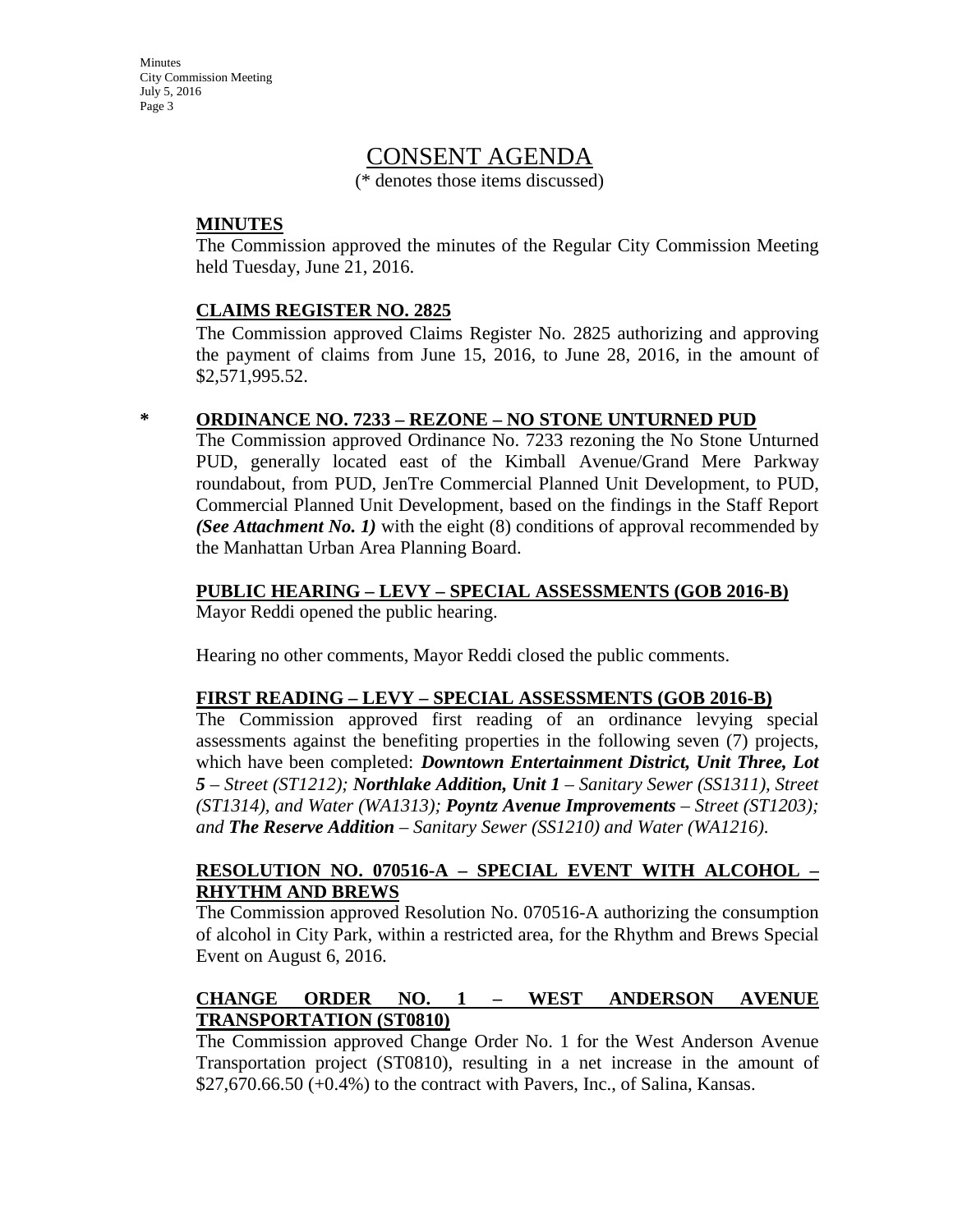# CONSENT AGENDA

(* denotes those items discussed)

**MINUTES**

The Commission approved the minutes of the Regular City Commission Meeting held Tuesday, June 21, 2016.

**CLAIMS REGISTER NO. 2825**

The Commission approved Claims Register No. 2825 authorizing and approving the payment of claims from June 15, 2016, to June 28, 2016, in the amount of $2,571,995.52.

\* **ORDINANCE NO. 7233 – REZONE – NO STONE UNTURNED PUD**

The Commission approved Ordinance No. 7233 rezoning the No Stone Unturned PUD, generally located east of the Kimball Avenue/Grand Mere Parkway roundabout, from PUD, JenTre Commercial Planned Unit Development, to PUD, Commercial Planned Unit Development, based on the findings in the Staff Report ***(See Attachment No. 1)*** with the eight (8) conditions of approval recommended by the Manhattan Urban Area Planning Board.

**PUBLIC HEARING – LEVY – SPECIAL ASSESSMENTS (GOB 2016-B)**

Mayor Reddi opened the public hearing.

Hearing no other comments, Mayor Reddi closed the public comments.

**FIRST READING – LEVY – SPECIAL ASSESSMENTS (GOB 2016-B)**

The Commission approved first reading of an ordinance levying special assessments against the benefiting properties in the following seven (7) projects, which have been completed: ***Downtown Entertainment District, Unit Three, Lot 5*** *– Street (ST1212);* ***Northlake Addition, Unit 1*** *– Sanitary Sewer (SS1311), Street (ST1314), and Water (WA1313);* ***Poyntz Avenue Improvements*** *– Street (ST1203); and* ***The Reserve Addition*** *– Sanitary Sewer (SS1210) and Water (WA1216).*

**RESOLUTION NO. 070516-A – SPECIAL EVENT WITH ALCOHOL – RHYTHM AND BREWS**

The Commission approved Resolution No. 070516-A authorizing the consumption of alcohol in City Park, within a restricted area, for the Rhythm and Brews Special Event on August 6, 2016.

**CHANGE ORDER NO. 1 – WEST ANDERSON AVENUE TRANSPORTATION (ST0810)**

The Commission approved Change Order No. 1 for the West Anderson Avenue Transportation project (ST0810), resulting in a net increase in the amount of $27,670.66.50 (+0.4%) to the contract with Pavers, Inc., of Salina, Kansas.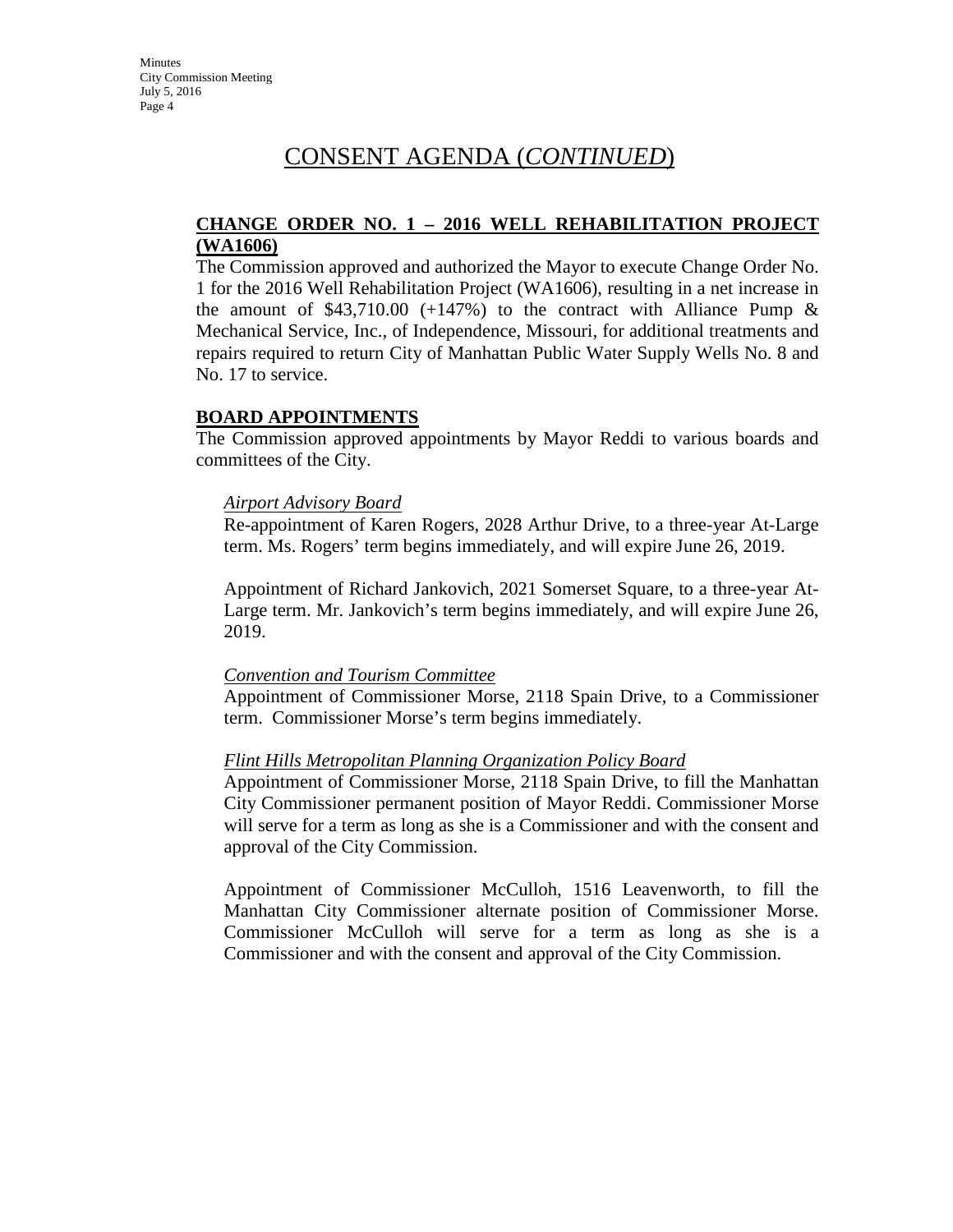# CONSENT AGENDA (*CONTINUED*)

## CHANGE ORDER NO. 1 – 2016 WELL REHABILITATION PROJECT (WA1606)

The Commission approved and authorized the Mayor to execute Change Order No. 1 for the 2016 Well Rehabilitation Project (WA1606), resulting in a net increase in the amount of $43,710.00 (+147%) to the contract with Alliance Pump & Mechanical Service, Inc., of Independence, Missouri, for additional treatments and repairs required to return City of Manhattan Public Water Supply Wells No. 8 and No. 17 to service.

## BOARD APPOINTMENTS

The Commission approved appointments by Mayor Reddi to various boards and committees of the City.

*Airport Advisory Board*

Re-appointment of Karen Rogers, 2028 Arthur Drive, to a three-year At-Large term. Ms. Rogers' term begins immediately, and will expire June 26, 2019.

Appointment of Richard Jankovich, 2021 Somerset Square, to a three-year At-Large term. Mr. Jankovich's term begins immediately, and will expire June 26, 2019.

*Convention and Tourism Committee*

Appointment of Commissioner Morse, 2118 Spain Drive, to a Commissioner term. Commissioner Morse's term begins immediately.

*Flint Hills Metropolitan Planning Organization Policy Board*

Appointment of Commissioner Morse, 2118 Spain Drive, to fill the Manhattan City Commissioner permanent position of Mayor Reddi. Commissioner Morse will serve for a term as long as she is a Commissioner and with the consent and approval of the City Commission.

Appointment of Commissioner McCulloh, 1516 Leavenworth, to fill the Manhattan City Commissioner alternate position of Commissioner Morse. Commissioner McCulloh will serve for a term as long as she is a Commissioner and with the consent and approval of the City Commission.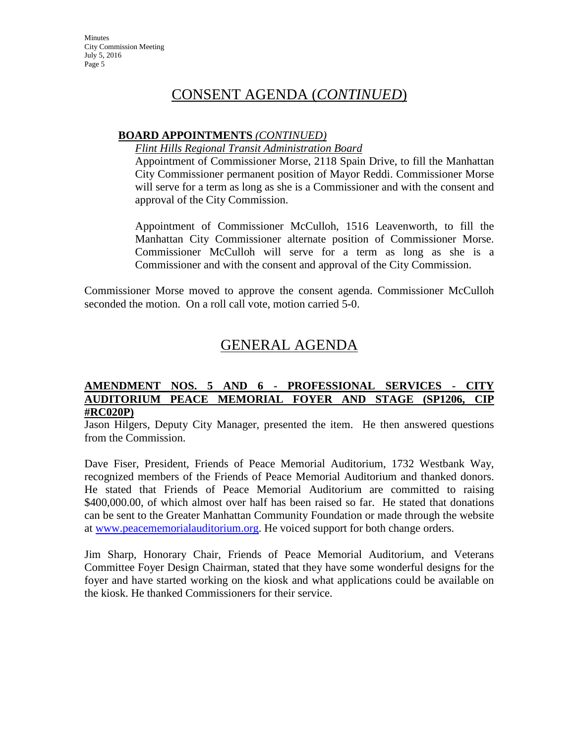## CONSENT AGENDA (*CONTINUED*)

**BOARD APPOINTMENTS** *(CONTINUED)*

*Flint Hills Regional Transit Administration Board*

Appointment of Commissioner Morse, 2118 Spain Drive, to fill the Manhattan City Commissioner permanent position of Mayor Reddi. Commissioner Morse will serve for a term as long as she is a Commissioner and with the consent and approval of the City Commission.

Appointment of Commissioner McCulloh, 1516 Leavenworth, to fill the Manhattan City Commissioner alternate position of Commissioner Morse. Commissioner McCulloh will serve for a term as long as she is a Commissioner and with the consent and approval of the City Commission.

Commissioner Morse moved to approve the consent agenda. Commissioner McCulloh seconded the motion. On a roll call vote, motion carried 5-0.

## GENERAL AGENDA

**AMENDMENT NOS. 5 AND 6 - PROFESSIONAL SERVICES - CITY AUDITORIUM PEACE MEMORIAL FOYER AND STAGE (SP1206, CIP #RC020P)**

Jason Hilgers, Deputy City Manager, presented the item. He then answered questions from the Commission.

Dave Fiser, President, Friends of Peace Memorial Auditorium, 1732 Westbank Way, recognized members of the Friends of Peace Memorial Auditorium and thanked donors. He stated that Friends of Peace Memorial Auditorium are committed to raising $400,000.00, of which almost over half has been raised so far. He stated that donations can be sent to the Greater Manhattan Community Foundation or made through the website at www.peacememorialauditorium.org. He voiced support for both change orders.

Jim Sharp, Honorary Chair, Friends of Peace Memorial Auditorium, and Veterans Committee Foyer Design Chairman, stated that they have some wonderful designs for the foyer and have started working on the kiosk and what applications could be available on the kiosk. He thanked Commissioners for their service.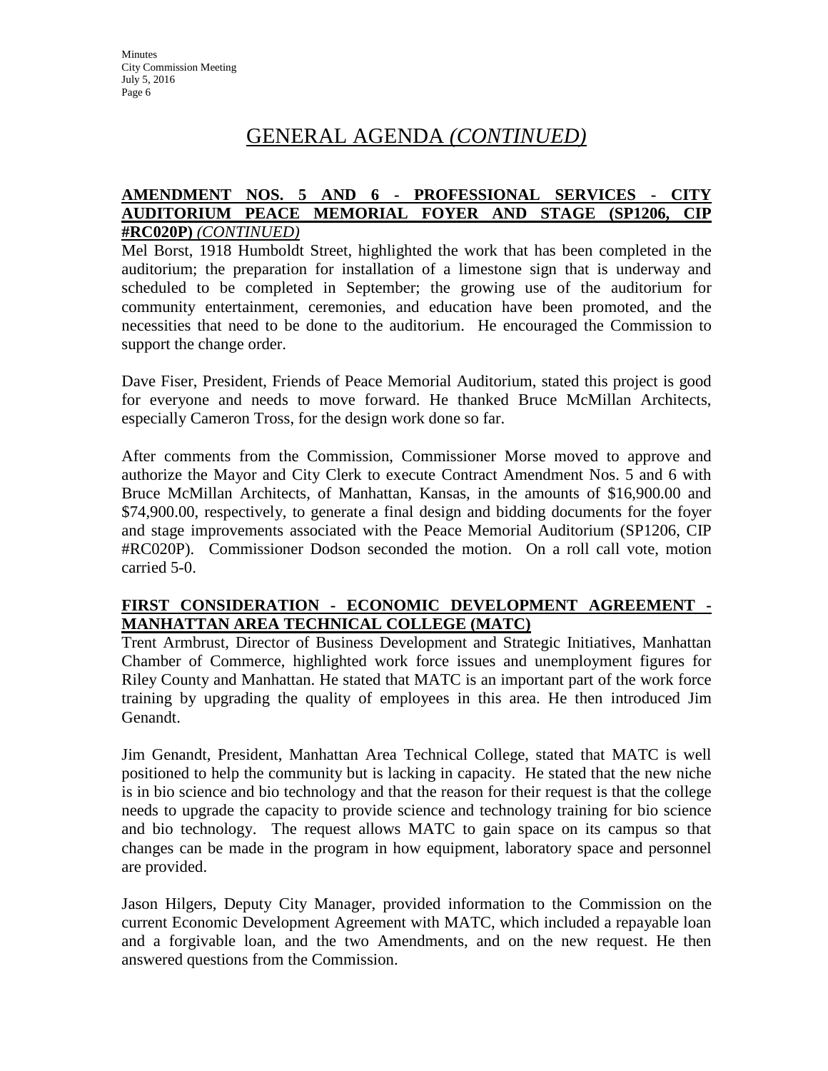# GENERAL AGENDA *(CONTINUED)*

**AMENDMENT NOS. 5 AND 6 - PROFESSIONAL SERVICES - CITY AUDITORIUM PEACE MEMORIAL FOYER AND STAGE (SP1206, CIP #RC020P)** *(CONTINUED)*

Mel Borst, 1918 Humboldt Street, highlighted the work that has been completed in the auditorium; the preparation for installation of a limestone sign that is underway and scheduled to be completed in September; the growing use of the auditorium for community entertainment, ceremonies, and education have been promoted, and the necessities that need to be done to the auditorium. He encouraged the Commission to support the change order.

Dave Fiser, President, Friends of Peace Memorial Auditorium, stated this project is good for everyone and needs to move forward. He thanked Bruce McMillan Architects, especially Cameron Tross, for the design work done so far.

After comments from the Commission, Commissioner Morse moved to approve and authorize the Mayor and City Clerk to execute Contract Amendment Nos. 5 and 6 with Bruce McMillan Architects, of Manhattan, Kansas, in the amounts of $16,900.00 and $74,900.00, respectively, to generate a final design and bidding documents for the foyer and stage improvements associated with the Peace Memorial Auditorium (SP1206, CIP #RC020P). Commissioner Dodson seconded the motion. On a roll call vote, motion carried 5-0.

**FIRST CONSIDERATION - ECONOMIC DEVELOPMENT AGREEMENT - MANHATTAN AREA TECHNICAL COLLEGE (MATC)**

Trent Armbrust, Director of Business Development and Strategic Initiatives, Manhattan Chamber of Commerce, highlighted work force issues and unemployment figures for Riley County and Manhattan. He stated that MATC is an important part of the work force training by upgrading the quality of employees in this area. He then introduced Jim Genandt.

Jim Genandt, President, Manhattan Area Technical College, stated that MATC is well positioned to help the community but is lacking in capacity. He stated that the new niche is in bio science and bio technology and that the reason for their request is that the college needs to upgrade the capacity to provide science and technology training for bio science and bio technology. The request allows MATC to gain space on its campus so that changes can be made in the program in how equipment, laboratory space and personnel are provided.

Jason Hilgers, Deputy City Manager, provided information to the Commission on the current Economic Development Agreement with MATC, which included a repayable loan and a forgivable loan, and the two Amendments, and on the new request. He then answered questions from the Commission.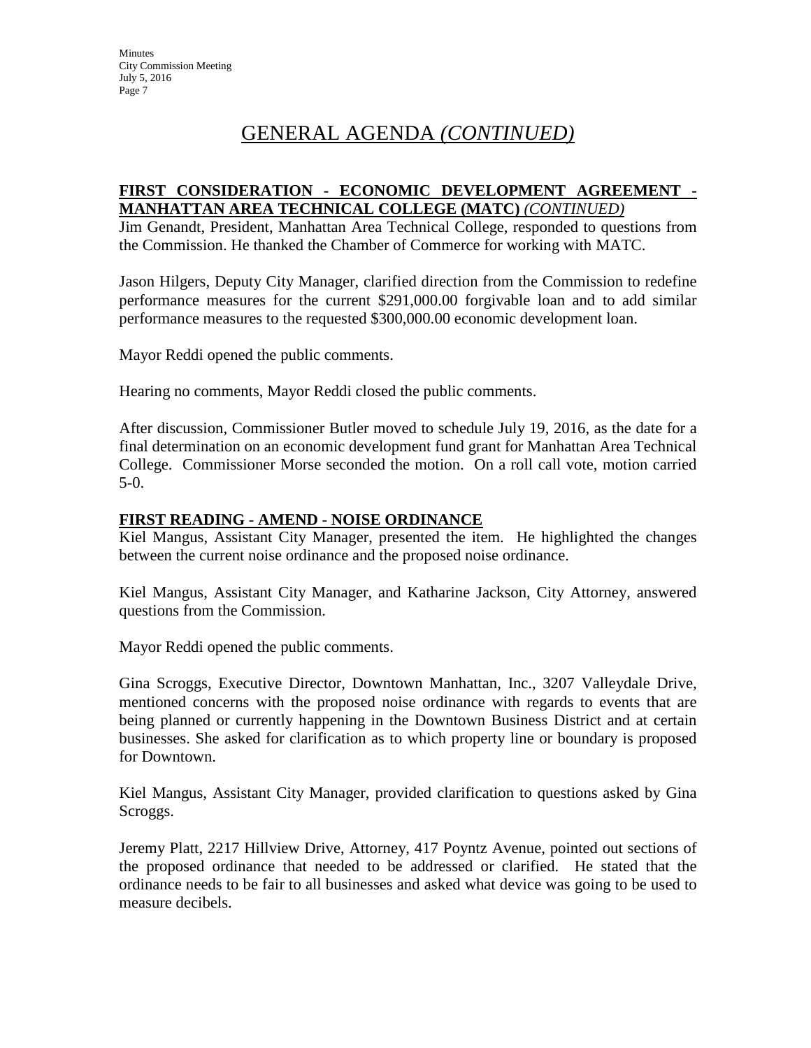# GENERAL AGENDA *(CONTINUED)*

**FIRST CONSIDERATION - ECONOMIC DEVELOPMENT AGREEMENT - MANHATTAN AREA TECHNICAL COLLEGE (MATC)** ***(CONTINUED)***

Jim Genandt, President, Manhattan Area Technical College, responded to questions from the Commission. He thanked the Chamber of Commerce for working with MATC.

Jason Hilgers, Deputy City Manager, clarified direction from the Commission to redefine performance measures for the current $291,000.00 forgivable loan and to add similar performance measures to the requested $300,000.00 economic development loan.

Mayor Reddi opened the public comments.

Hearing no comments, Mayor Reddi closed the public comments.

After discussion, Commissioner Butler moved to schedule July 19, 2016, as the date for a final determination on an economic development fund grant for Manhattan Area Technical College. Commissioner Morse seconded the motion. On a roll call vote, motion carried 5-0.

**FIRST READING - AMEND - NOISE ORDINANCE**

Kiel Mangus, Assistant City Manager, presented the item. He highlighted the changes between the current noise ordinance and the proposed noise ordinance.

Kiel Mangus, Assistant City Manager, and Katharine Jackson, City Attorney, answered questions from the Commission.

Mayor Reddi opened the public comments.

Gina Scroggs, Executive Director, Downtown Manhattan, Inc., 3207 Valleydale Drive, mentioned concerns with the proposed noise ordinance with regards to events that are being planned or currently happening in the Downtown Business District and at certain businesses. She asked for clarification as to which property line or boundary is proposed for Downtown.

Kiel Mangus, Assistant City Manager, provided clarification to questions asked by Gina Scroggs.

Jeremy Platt, 2217 Hillview Drive, Attorney, 417 Poyntz Avenue, pointed out sections of the proposed ordinance that needed to be addressed or clarified. He stated that the ordinance needs to be fair to all businesses and asked what device was going to be used to measure decibels.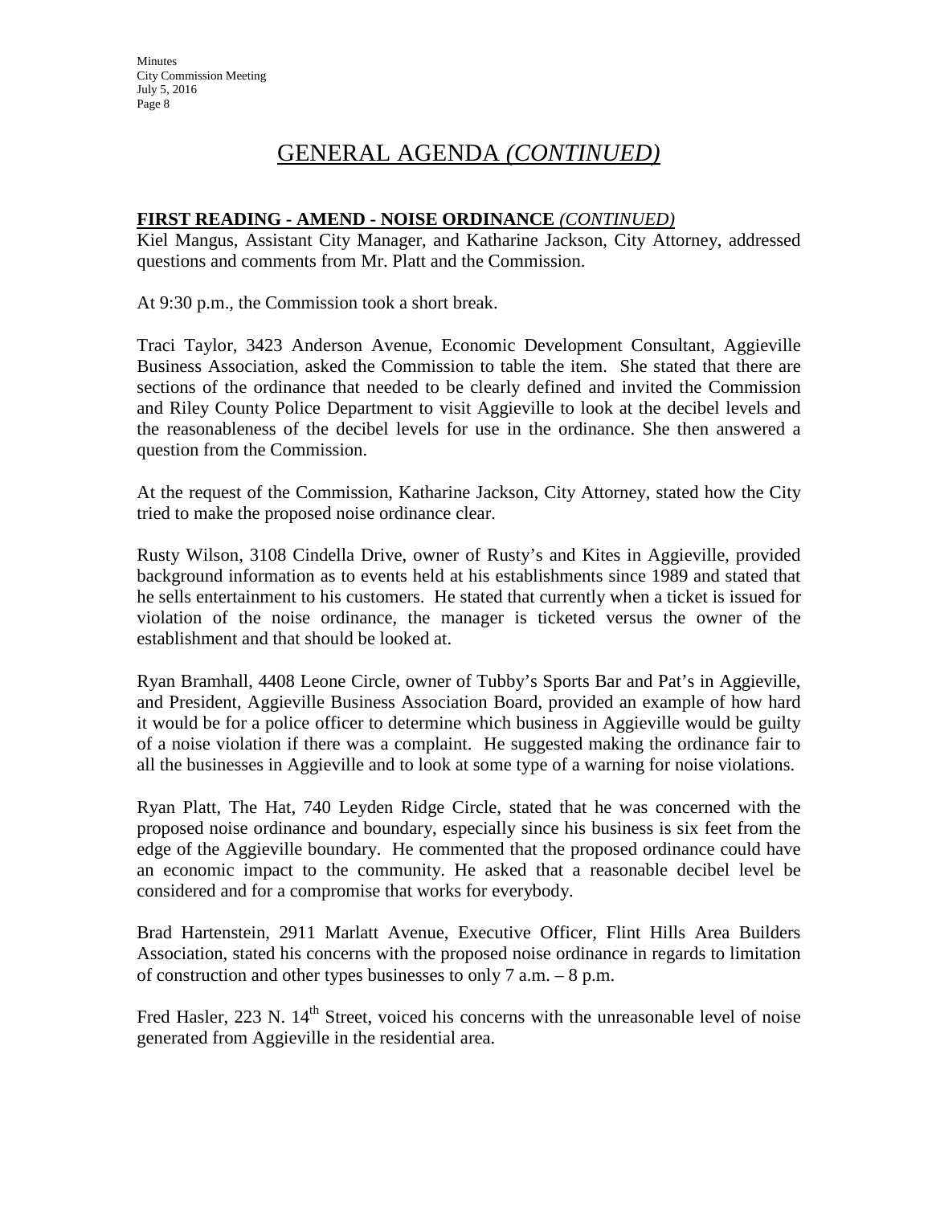# GENERAL AGENDA *(CONTINUED)*

**FIRST READING - AMEND - NOISE ORDINANCE** *(CONTINUED)*

Kiel Mangus, Assistant City Manager, and Katharine Jackson, City Attorney, addressed questions and comments from Mr. Platt and the Commission.

At 9:30 p.m., the Commission took a short break.

Traci Taylor, 3423 Anderson Avenue, Economic Development Consultant, Aggieville Business Association, asked the Commission to table the item. She stated that there are sections of the ordinance that needed to be clearly defined and invited the Commission and Riley County Police Department to visit Aggieville to look at the decibel levels and the reasonableness of the decibel levels for use in the ordinance. She then answered a question from the Commission.

At the request of the Commission, Katharine Jackson, City Attorney, stated how the City tried to make the proposed noise ordinance clear.

Rusty Wilson, 3108 Cindella Drive, owner of Rusty's and Kites in Aggieville, provided background information as to events held at his establishments since 1989 and stated that he sells entertainment to his customers. He stated that currently when a ticket is issued for violation of the noise ordinance, the manager is ticketed versus the owner of the establishment and that should be looked at.

Ryan Bramhall, 4408 Leone Circle, owner of Tubby's Sports Bar and Pat's in Aggieville, and President, Aggieville Business Association Board, provided an example of how hard it would be for a police officer to determine which business in Aggieville would be guilty of a noise violation if there was a complaint. He suggested making the ordinance fair to all the businesses in Aggieville and to look at some type of a warning for noise violations.

Ryan Platt, The Hat, 740 Leyden Ridge Circle, stated that he was concerned with the proposed noise ordinance and boundary, especially since his business is six feet from the edge of the Aggieville boundary. He commented that the proposed ordinance could have an economic impact to the community. He asked that a reasonable decibel level be considered and for a compromise that works for everybody.

Brad Hartenstein, 2911 Marlatt Avenue, Executive Officer, Flint Hills Area Builders Association, stated his concerns with the proposed noise ordinance in regards to limitation of construction and other types businesses to only 7 a.m. – 8 p.m.

Fred Hasler, 223 N. 14th Street, voiced his concerns with the unreasonable level of noise generated from Aggieville in the residential area.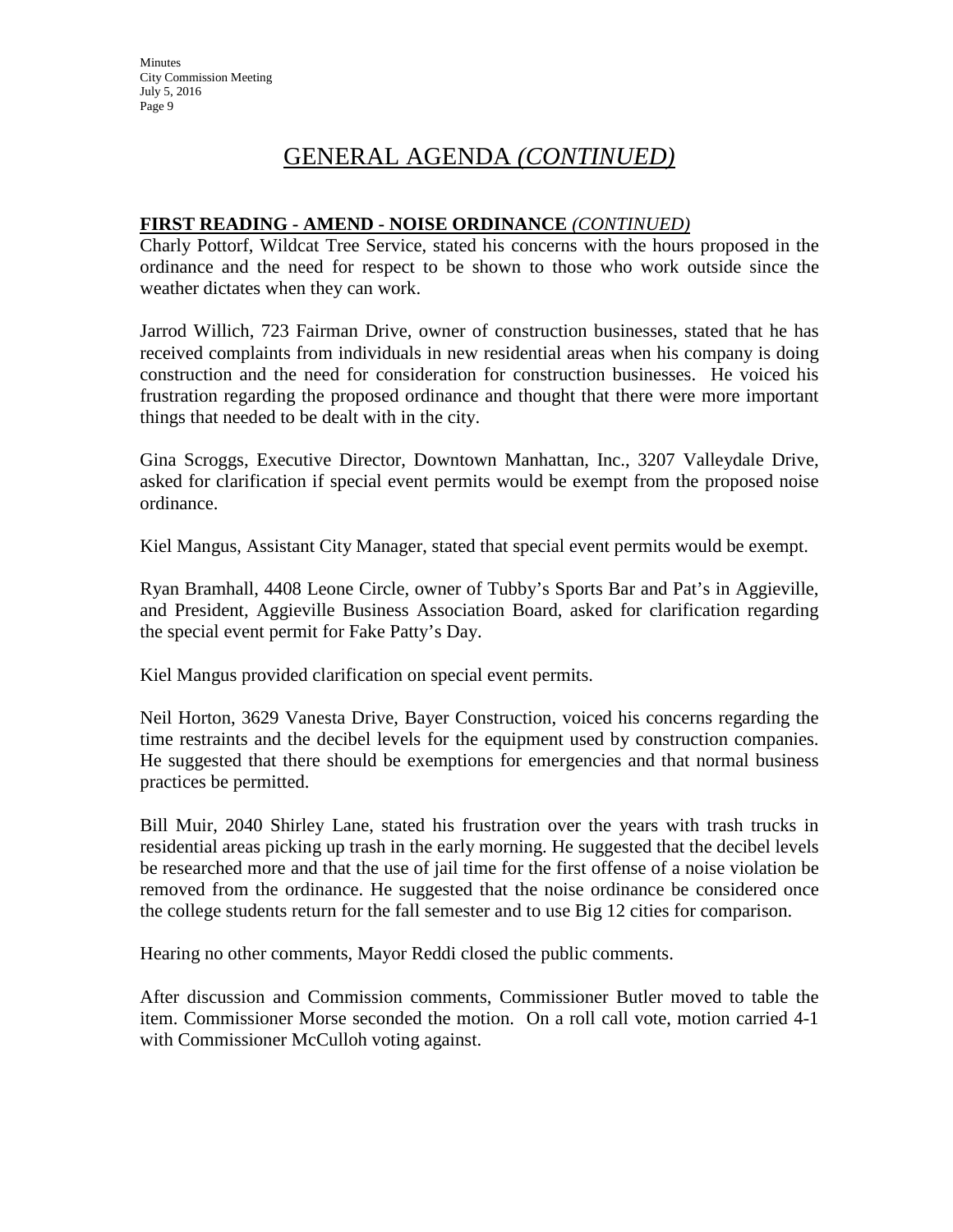# GENERAL AGENDA *(CONTINUED)*

**FIRST READING - AMEND - NOISE ORDINANCE** *(CONTINUED)*

Charly Pottorf, Wildcat Tree Service, stated his concerns with the hours proposed in the ordinance and the need for respect to be shown to those who work outside since the weather dictates when they can work.

Jarrod Willich, 723 Fairman Drive, owner of construction businesses, stated that he has received complaints from individuals in new residential areas when his company is doing construction and the need for consideration for construction businesses. He voiced his frustration regarding the proposed ordinance and thought that there were more important things that needed to be dealt with in the city.

Gina Scroggs, Executive Director, Downtown Manhattan, Inc., 3207 Valleydale Drive, asked for clarification if special event permits would be exempt from the proposed noise ordinance.

Kiel Mangus, Assistant City Manager, stated that special event permits would be exempt.

Ryan Bramhall, 4408 Leone Circle, owner of Tubby's Sports Bar and Pat's in Aggieville, and President, Aggieville Business Association Board, asked for clarification regarding the special event permit for Fake Patty's Day.

Kiel Mangus provided clarification on special event permits.

Neil Horton, 3629 Vanesta Drive, Bayer Construction, voiced his concerns regarding the time restraints and the decibel levels for the equipment used by construction companies. He suggested that there should be exemptions for emergencies and that normal business practices be permitted.

Bill Muir, 2040 Shirley Lane, stated his frustration over the years with trash trucks in residential areas picking up trash in the early morning. He suggested that the decibel levels be researched more and that the use of jail time for the first offense of a noise violation be removed from the ordinance. He suggested that the noise ordinance be considered once the college students return for the fall semester and to use Big 12 cities for comparison.

Hearing no other comments, Mayor Reddi closed the public comments.

After discussion and Commission comments, Commissioner Butler moved to table the item. Commissioner Morse seconded the motion. On a roll call vote, motion carried 4-1 with Commissioner McCulloh voting against.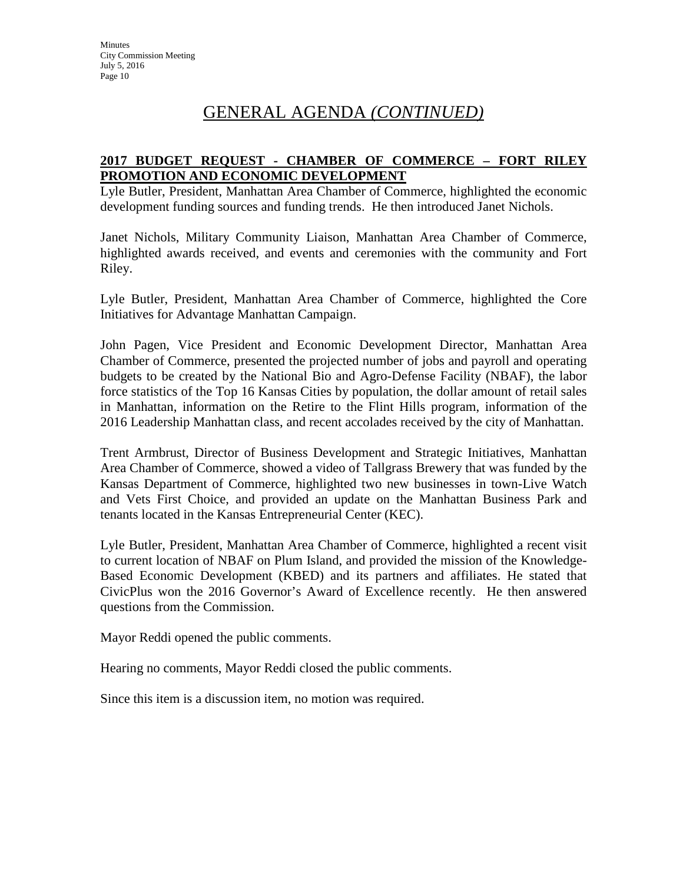# GENERAL AGENDA *(CONTINUED)*

**2017 BUDGET REQUEST - CHAMBER OF COMMERCE – FORT RILEY PROMOTION AND ECONOMIC DEVELOPMENT**

Lyle Butler, President, Manhattan Area Chamber of Commerce, highlighted the economic development funding sources and funding trends. He then introduced Janet Nichols.

Janet Nichols, Military Community Liaison, Manhattan Area Chamber of Commerce, highlighted awards received, and events and ceremonies with the community and Fort Riley.

Lyle Butler, President, Manhattan Area Chamber of Commerce, highlighted the Core Initiatives for Advantage Manhattan Campaign.

John Pagen, Vice President and Economic Development Director, Manhattan Area Chamber of Commerce, presented the projected number of jobs and payroll and operating budgets to be created by the National Bio and Agro-Defense Facility (NBAF), the labor force statistics of the Top 16 Kansas Cities by population, the dollar amount of retail sales in Manhattan, information on the Retire to the Flint Hills program, information of the 2016 Leadership Manhattan class, and recent accolades received by the city of Manhattan.

Trent Armbrust, Director of Business Development and Strategic Initiatives, Manhattan Area Chamber of Commerce, showed a video of Tallgrass Brewery that was funded by the Kansas Department of Commerce, highlighted two new businesses in town-Live Watch and Vets First Choice, and provided an update on the Manhattan Business Park and tenants located in the Kansas Entrepreneurial Center (KEC).

Lyle Butler, President, Manhattan Area Chamber of Commerce, highlighted a recent visit to current location of NBAF on Plum Island, and provided the mission of the Knowledge-Based Economic Development (KBED) and its partners and affiliates. He stated that CivicPlus won the 2016 Governor's Award of Excellence recently. He then answered questions from the Commission.

Mayor Reddi opened the public comments.

Hearing no comments, Mayor Reddi closed the public comments.

Since this item is a discussion item, no motion was required.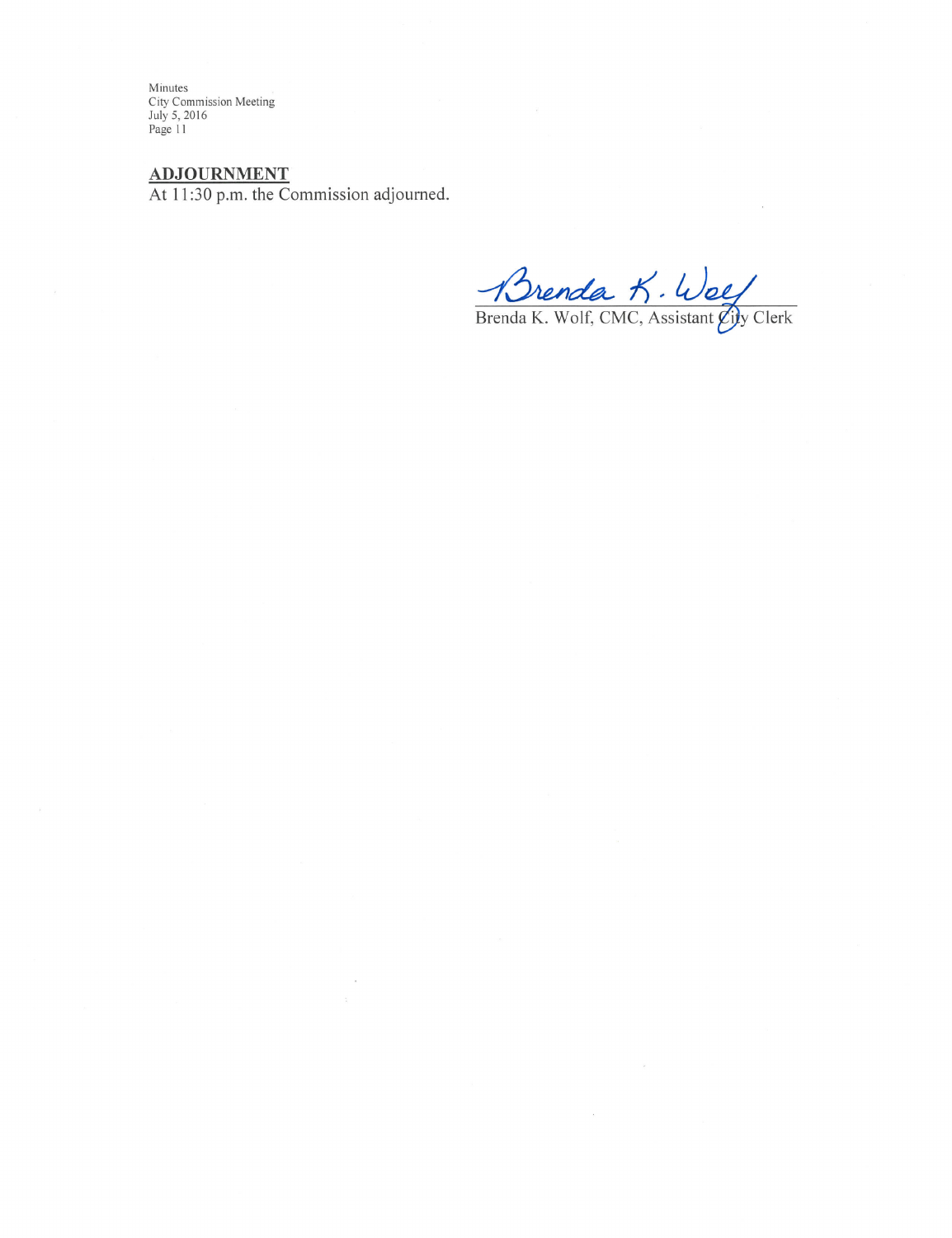## ADJOURNMENT

At 11:30 p.m. the Commission adjourned.

Brenda K. Wolf

Brenda K. Wolf, CMC, Assistant City Clerk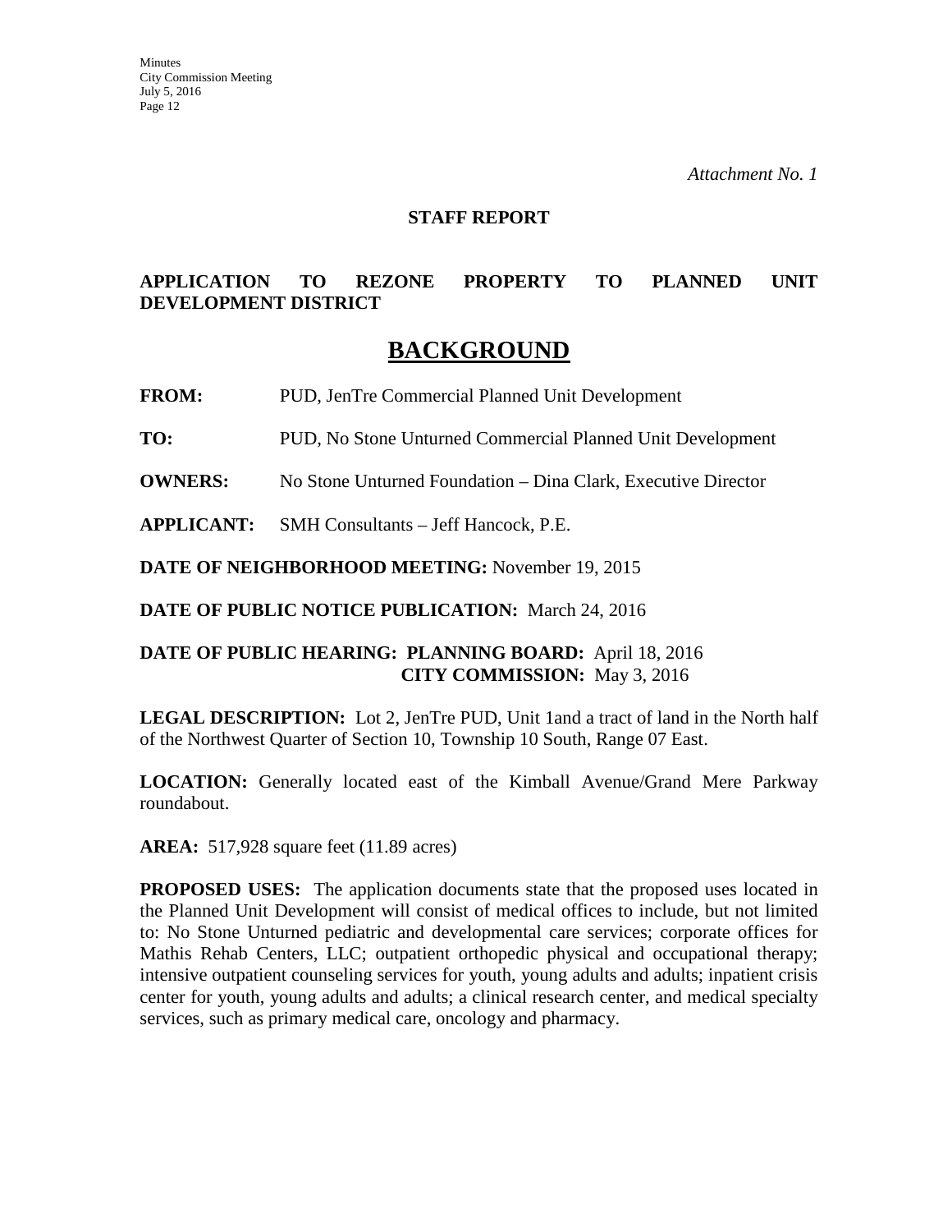*Attachment No. 1*

**STAFF REPORT**

**APPLICATION TO REZONE PROPERTY TO PLANNED UNIT DEVELOPMENT DISTRICT**

# BACKGROUND

**FROM:** PUD, JenTre Commercial Planned Unit Development

**TO:** PUD, No Stone Unturned Commercial Planned Unit Development

**OWNERS:** No Stone Unturned Foundation – Dina Clark, Executive Director

**APPLICANT:** SMH Consultants – Jeff Hancock, P.E.

**DATE OF NEIGHBORHOOD MEETING:** November 19, 2015

**DATE OF PUBLIC NOTICE PUBLICATION:** March 24, 2016

**DATE OF PUBLIC HEARING: PLANNING BOARD:** April 18, 2016
**CITY COMMISSION:** May 3, 2016

**LEGAL DESCRIPTION:** Lot 2, JenTre PUD, Unit 1and a tract of land in the North half of the Northwest Quarter of Section 10, Township 10 South, Range 07 East.

**LOCATION:** Generally located east of the Kimball Avenue/Grand Mere Parkway roundabout.

**AREA:** 517,928 square feet (11.89 acres)

**PROPOSED USES:** The application documents state that the proposed uses located in the Planned Unit Development will consist of medical offices to include, but not limited to: No Stone Unturned pediatric and developmental care services; corporate offices for Mathis Rehab Centers, LLC; outpatient orthopedic physical and occupational therapy; intensive outpatient counseling services for youth, young adults and adults; inpatient crisis center for youth, young adults and adults; a clinical research center, and medical specialty services, such as primary medical care, oncology and pharmacy.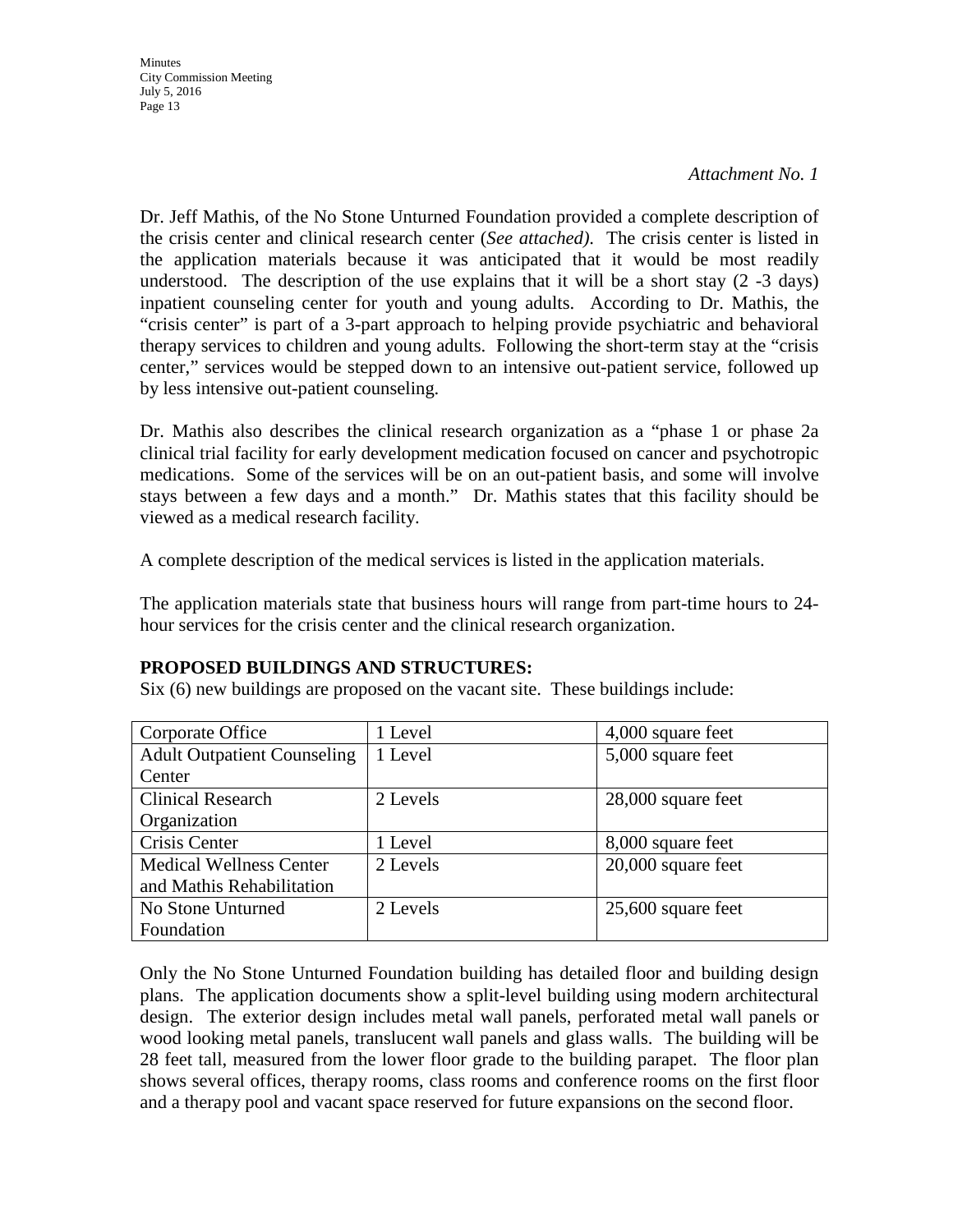*Attachment No. 1*

Dr. Jeff Mathis, of the No Stone Unturned Foundation provided a complete description of the crisis center and clinical research center (*See attached)*. The crisis center is listed in the application materials because it was anticipated that it would be most readily understood. The description of the use explains that it will be a short stay (2 -3 days) inpatient counseling center for youth and young adults. According to Dr. Mathis, the "crisis center" is part of a 3-part approach to helping provide psychiatric and behavioral therapy services to children and young adults. Following the short-term stay at the "crisis center," services would be stepped down to an intensive out-patient service, followed up by less intensive out-patient counseling.

Dr. Mathis also describes the clinical research organization as a "phase 1 or phase 2a clinical trial facility for early development medication focused on cancer and psychotropic medications. Some of the services will be on an out-patient basis, and some will involve stays between a few days and a month." Dr. Mathis states that this facility should be viewed as a medical research facility.

A complete description of the medical services is listed in the application materials.

The application materials state that business hours will range from part-time hours to 24-hour services for the crisis center and the clinical research organization.

**PROPOSED BUILDINGS AND STRUCTURES:**

Six (6) new buildings are proposed on the vacant site. These buildings include:

| | | |
|---|---|---|
| Corporate Office | 1 Level | 4,000 square feet |
| Adult Outpatient Counseling Center | 1 Level | 5,000 square feet |
| Clinical Research Organization | 2 Levels | 28,000 square feet |
| Crisis Center | 1 Level | 8,000 square feet |
| Medical Wellness Center and Mathis Rehabilitation | 2 Levels | 20,000 square feet |
| No Stone Unturned Foundation | 2 Levels | 25,600 square feet |

Only the No Stone Unturned Foundation building has detailed floor and building design plans. The application documents show a split-level building using modern architectural design. The exterior design includes metal wall panels, perforated metal wall panels or wood looking metal panels, translucent wall panels and glass walls. The building will be 28 feet tall, measured from the lower floor grade to the building parapet. The floor plan shows several offices, therapy rooms, class rooms and conference rooms on the first floor and a therapy pool and vacant space reserved for future expansions on the second floor.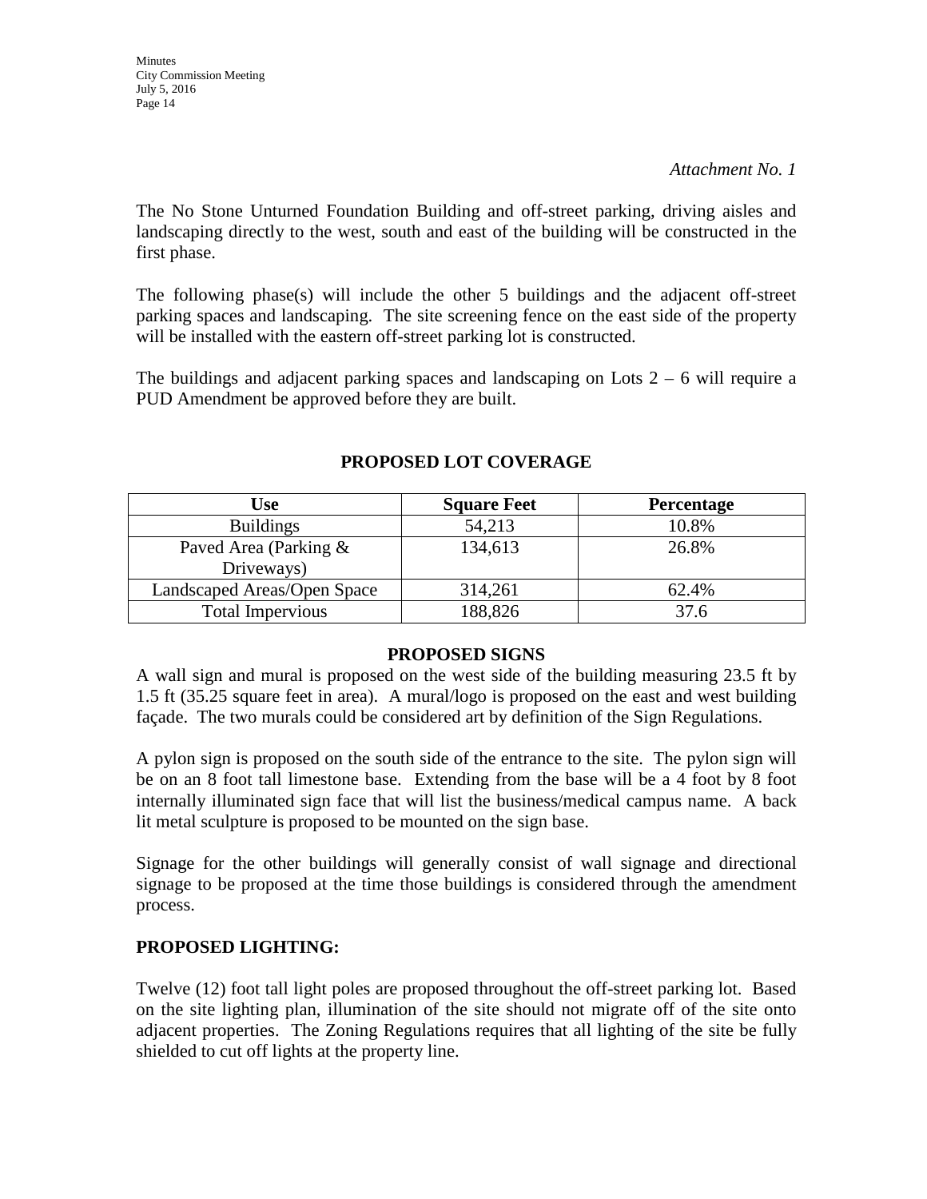*Attachment No. 1*

The No Stone Unturned Foundation Building and off-street parking, driving aisles and landscaping directly to the west, south and east of the building will be constructed in the first phase.

The following phase(s) will include the other 5 buildings and the adjacent off-street parking spaces and landscaping. The site screening fence on the east side of the property will be installed with the eastern off-street parking lot is constructed.

The buildings and adjacent parking spaces and landscaping on Lots 2 – 6 will require a PUD Amendment be approved before they are built.

**PROPOSED LOT COVERAGE**

| Use | Square Feet | Percentage |
|---|---|---|
| Buildings | 54,213 | 10.8% |
| Paved Area (Parking & Driveways) | 134,613 | 26.8% |
| Landscaped Areas/Open Space | 314,261 | 62.4% |
| Total Impervious | 188,826 | 37.6 |

**PROPOSED SIGNS**

A wall sign and mural is proposed on the west side of the building measuring 23.5 ft by 1.5 ft (35.25 square feet in area). A mural/logo is proposed on the east and west building façade. The two murals could be considered art by definition of the Sign Regulations.

A pylon sign is proposed on the south side of the entrance to the site. The pylon sign will be on an 8 foot tall limestone base. Extending from the base will be a 4 foot by 8 foot internally illuminated sign face that will list the business/medical campus name. A back lit metal sculpture is proposed to be mounted on the sign base.

Signage for the other buildings will generally consist of wall signage and directional signage to be proposed at the time those buildings is considered through the amendment process.

**PROPOSED LIGHTING:**

Twelve (12) foot tall light poles are proposed throughout the off-street parking lot. Based on the site lighting plan, illumination of the site should not migrate off of the site onto adjacent properties. The Zoning Regulations requires that all lighting of the site be fully shielded to cut off lights at the property line.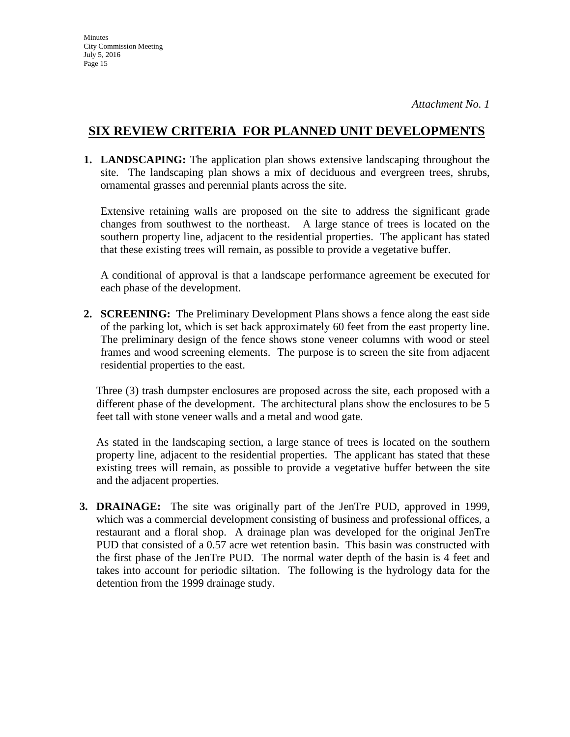*Attachment No. 1*

# SIX REVIEW CRITERIA FOR PLANNED UNIT DEVELOPMENTS

1. **LANDSCAPING:** The application plan shows extensive landscaping throughout the site. The landscaping plan shows a mix of deciduous and evergreen trees, shrubs, ornamental grasses and perennial plants across the site.

   Extensive retaining walls are proposed on the site to address the significant grade changes from southwest to the northeast. A large stance of trees is located on the southern property line, adjacent to the residential properties. The applicant has stated that these existing trees will remain, as possible to provide a vegetative buffer.

   A conditional of approval is that a landscape performance agreement be executed for each phase of the development.

2. **SCREENING:** The Preliminary Development Plans shows a fence along the east side of the parking lot, which is set back approximately 60 feet from the east property line. The preliminary design of the fence shows stone veneer columns with wood or steel frames and wood screening elements. The purpose is to screen the site from adjacent residential properties to the east.

   Three (3) trash dumpster enclosures are proposed across the site, each proposed with a different phase of the development. The architectural plans show the enclosures to be 5 feet tall with stone veneer walls and a metal and wood gate.

   As stated in the landscaping section, a large stance of trees is located on the southern property line, adjacent to the residential properties. The applicant has stated that these existing trees will remain, as possible to provide a vegetative buffer between the site and the adjacent properties.

3. **DRAINAGE:** The site was originally part of the JenTre PUD, approved in 1999, which was a commercial development consisting of business and professional offices, a restaurant and a floral shop. A drainage plan was developed for the original JenTre PUD that consisted of a 0.57 acre wet retention basin. This basin was constructed with the first phase of the JenTre PUD. The normal water depth of the basin is 4 feet and takes into account for periodic siltation. The following is the hydrology data for the detention from the 1999 drainage study.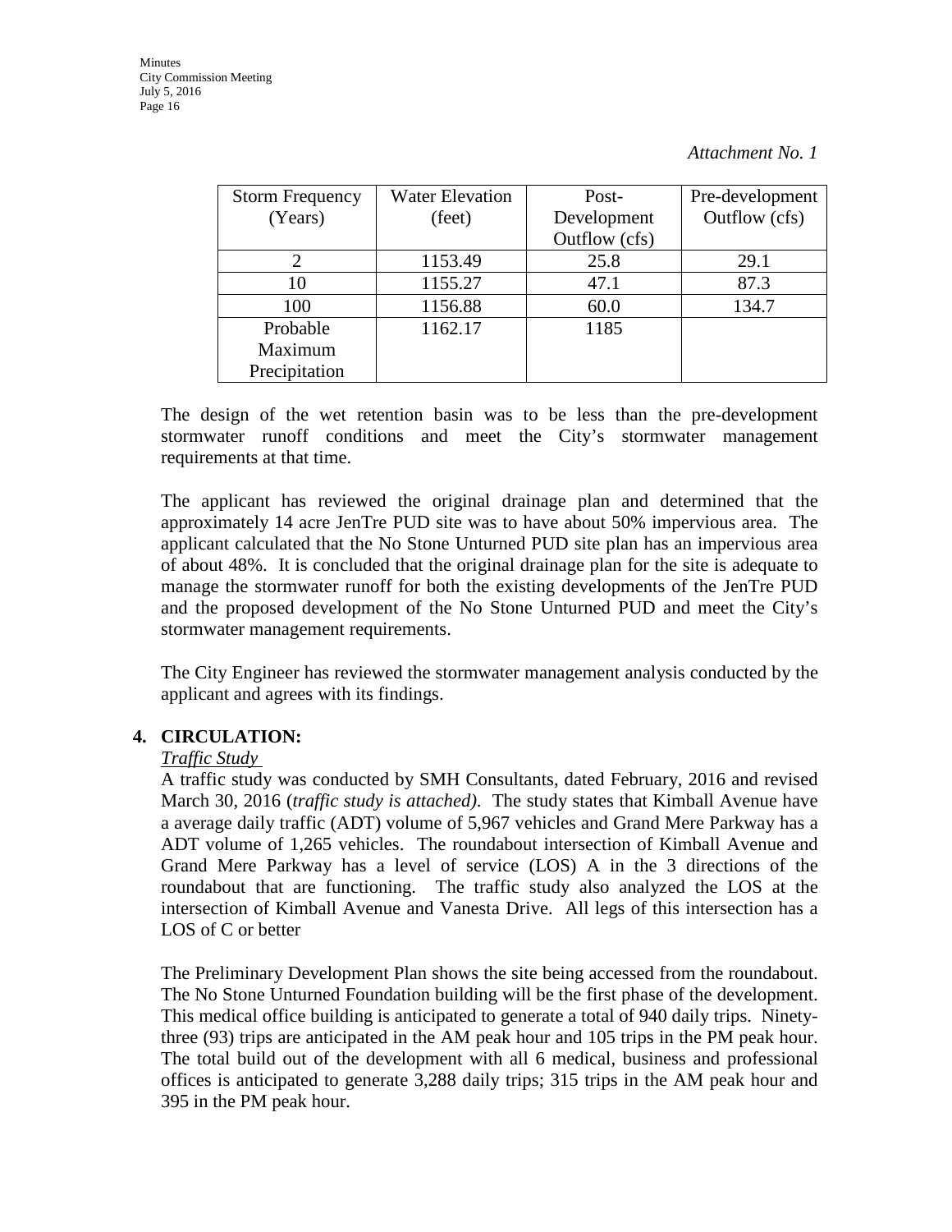*Attachment No. 1*

| Storm Frequency (Years) | Water Elevation (feet) | Post-Development Outflow (cfs) | Pre-development Outflow (cfs) |
|---|---|---|---|
| 2 | 1153.49 | 25.8 | 29.1 |
| 10 | 1155.27 | 47.1 | 87.3 |
| 100 | 1156.88 | 60.0 | 134.7 |
| Probable Maximum Precipitation | 1162.17 | 1185 | |

The design of the wet retention basin was to be less than the pre-development stormwater runoff conditions and meet the City's stormwater management requirements at that time.

The applicant has reviewed the original drainage plan and determined that the approximately 14 acre JenTre PUD site was to have about 50% impervious area. The applicant calculated that the No Stone Unturned PUD site plan has an impervious area of about 48%. It is concluded that the original drainage plan for the site is adequate to manage the stormwater runoff for both the existing developments of the JenTre PUD and the proposed development of the No Stone Unturned PUD and meet the City's stormwater management requirements.

The City Engineer has reviewed the stormwater management analysis conducted by the applicant and agrees with its findings.

**4. CIRCULATION:**

*Traffic Study*

A traffic study was conducted by SMH Consultants, dated February, 2016 and revised March 30, 2016 (*traffic study is attached).* The study states that Kimball Avenue have a average daily traffic (ADT) volume of 5,967 vehicles and Grand Mere Parkway has a ADT volume of 1,265 vehicles. The roundabout intersection of Kimball Avenue and Grand Mere Parkway has a level of service (LOS) A in the 3 directions of the roundabout that are functioning. The traffic study also analyzed the LOS at the intersection of Kimball Avenue and Vanesta Drive. All legs of this intersection has a LOS of C or better

The Preliminary Development Plan shows the site being accessed from the roundabout. The No Stone Unturned Foundation building will be the first phase of the development. This medical office building is anticipated to generate a total of 940 daily trips. Ninety-three (93) trips are anticipated in the AM peak hour and 105 trips in the PM peak hour. The total build out of the development with all 6 medical, business and professional offices is anticipated to generate 3,288 daily trips; 315 trips in the AM peak hour and 395 in the PM peak hour.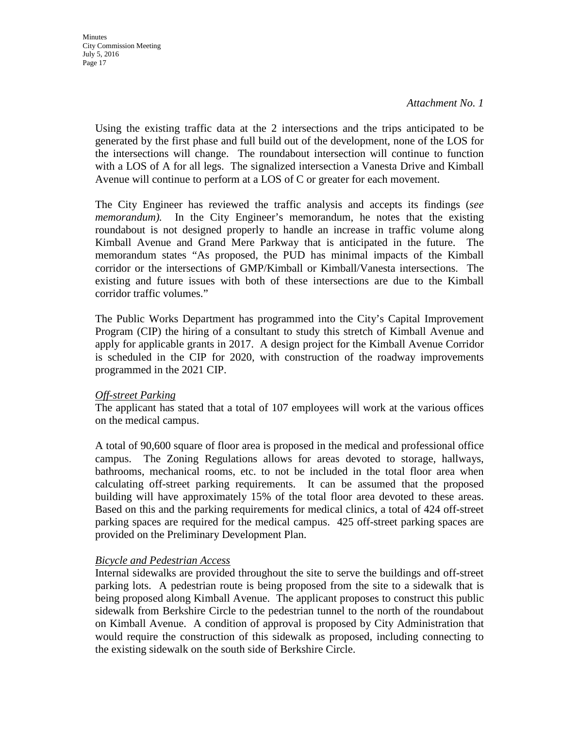*Attachment No. 1*

Using the existing traffic data at the 2 intersections and the trips anticipated to be generated by the first phase and full build out of the development, none of the LOS for the intersections will change. The roundabout intersection will continue to function with a LOS of A for all legs. The signalized intersection a Vanesta Drive and Kimball Avenue will continue to perform at a LOS of C or greater for each movement.

The City Engineer has reviewed the traffic analysis and accepts its findings (*see memorandum).* In the City Engineer's memorandum, he notes that the existing roundabout is not designed properly to handle an increase in traffic volume along Kimball Avenue and Grand Mere Parkway that is anticipated in the future. The memorandum states "As proposed, the PUD has minimal impacts of the Kimball corridor or the intersections of GMP/Kimball or Kimball/Vanesta intersections. The existing and future issues with both of these intersections are due to the Kimball corridor traffic volumes."

The Public Works Department has programmed into the City's Capital Improvement Program (CIP) the hiring of a consultant to study this stretch of Kimball Avenue and apply for applicable grants in 2017. A design project for the Kimball Avenue Corridor is scheduled in the CIP for 2020, with construction of the roadway improvements programmed in the 2021 CIP.

*Off-street Parking*

The applicant has stated that a total of 107 employees will work at the various offices on the medical campus.

A total of 90,600 square of floor area is proposed in the medical and professional office campus. The Zoning Regulations allows for areas devoted to storage, hallways, bathrooms, mechanical rooms, etc. to not be included in the total floor area when calculating off-street parking requirements. It can be assumed that the proposed building will have approximately 15% of the total floor area devoted to these areas. Based on this and the parking requirements for medical clinics, a total of 424 off-street parking spaces are required for the medical campus. 425 off-street parking spaces are provided on the Preliminary Development Plan.

*Bicycle and Pedestrian Access*

Internal sidewalks are provided throughout the site to serve the buildings and off-street parking lots. A pedestrian route is being proposed from the site to a sidewalk that is being proposed along Kimball Avenue. The applicant proposes to construct this public sidewalk from Berkshire Circle to the pedestrian tunnel to the north of the roundabout on Kimball Avenue. A condition of approval is proposed by City Administration that would require the construction of this sidewalk as proposed, including connecting to the existing sidewalk on the south side of Berkshire Circle.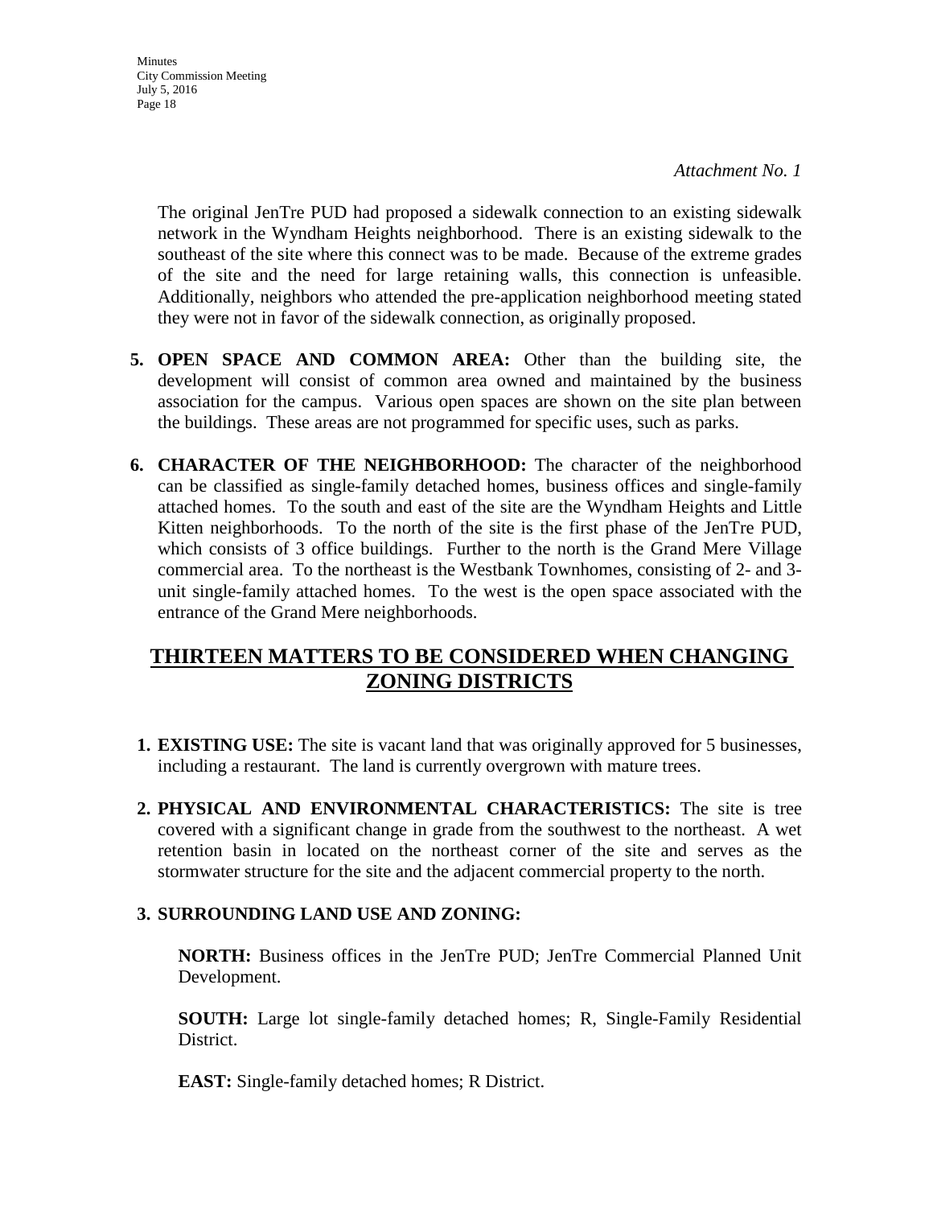*Attachment No. 1*

The original JenTre PUD had proposed a sidewalk connection to an existing sidewalk network in the Wyndham Heights neighborhood. There is an existing sidewalk to the southeast of the site where this connect was to be made. Because of the extreme grades of the site and the need for large retaining walls, this connection is unfeasible. Additionally, neighbors who attended the pre-application neighborhood meeting stated they were not in favor of the sidewalk connection, as originally proposed.

5. **OPEN SPACE AND COMMON AREA:** Other than the building site, the development will consist of common area owned and maintained by the business association for the campus. Various open spaces are shown on the site plan between the buildings. These areas are not programmed for specific uses, such as parks.

6. **CHARACTER OF THE NEIGHBORHOOD:** The character of the neighborhood can be classified as single-family detached homes, business offices and single-family attached homes. To the south and east of the site are the Wyndham Heights and Little Kitten neighborhoods. To the north of the site is the first phase of the JenTre PUD, which consists of 3 office buildings. Further to the north is the Grand Mere Village commercial area. To the northeast is the Westbank Townhomes, consisting of 2- and 3-unit single-family attached homes. To the west is the open space associated with the entrance of the Grand Mere neighborhoods.

## THIRTEEN MATTERS TO BE CONSIDERED WHEN CHANGING ZONING DISTRICTS

1. **EXISTING USE:** The site is vacant land that was originally approved for 5 businesses, including a restaurant. The land is currently overgrown with mature trees.

2. **PHYSICAL AND ENVIRONMENTAL CHARACTERISTICS:** The site is tree covered with a significant change in grade from the southwest to the northeast. A wet retention basin in located on the northeast corner of the site and serves as the stormwater structure for the site and the adjacent commercial property to the north.

3. **SURROUNDING LAND USE AND ZONING:**

   **NORTH:** Business offices in the JenTre PUD; JenTre Commercial Planned Unit Development.

   **SOUTH:** Large lot single-family detached homes; R, Single-Family Residential District.

   **EAST:** Single-family detached homes; R District.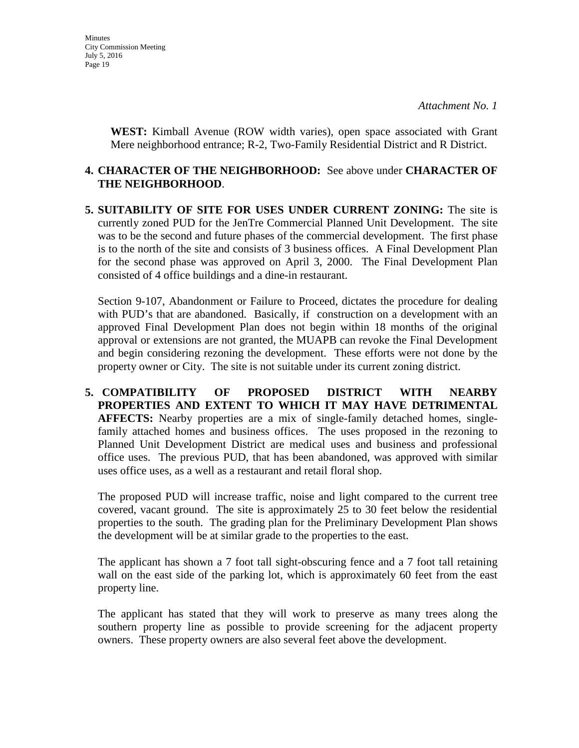*Attachment No. 1*

**WEST:** Kimball Avenue (ROW width varies), open space associated with Grant Mere neighborhood entrance; R-2, Two-Family Residential District and R District.

**4. CHARACTER OF THE NEIGHBORHOOD:** See above under **CHARACTER OF THE NEIGHBORHOOD**.

**5. SUITABILITY OF SITE FOR USES UNDER CURRENT ZONING:** The site is currently zoned PUD for the JenTre Commercial Planned Unit Development. The site was to be the second and future phases of the commercial development. The first phase is to the north of the site and consists of 3 business offices. A Final Development Plan for the second phase was approved on April 3, 2000. The Final Development Plan consisted of 4 office buildings and a dine-in restaurant.

Section 9-107, Abandonment or Failure to Proceed, dictates the procedure for dealing with PUD's that are abandoned. Basically, if construction on a development with an approved Final Development Plan does not begin within 18 months of the original approval or extensions are not granted, the MUAPB can revoke the Final Development and begin considering rezoning the development. These efforts were not done by the property owner or City. The site is not suitable under its current zoning district.

**5. COMPATIBILITY OF PROPOSED DISTRICT WITH NEARBY PROPERTIES AND EXTENT TO WHICH IT MAY HAVE DETRIMENTAL AFFECTS:** Nearby properties are a mix of single-family detached homes, single-family attached homes and business offices. The uses proposed in the rezoning to Planned Unit Development District are medical uses and business and professional office uses. The previous PUD, that has been abandoned, was approved with similar uses office uses, as a well as a restaurant and retail floral shop.

The proposed PUD will increase traffic, noise and light compared to the current tree covered, vacant ground. The site is approximately 25 to 30 feet below the residential properties to the south. The grading plan for the Preliminary Development Plan shows the development will be at similar grade to the properties to the east.

The applicant has shown a 7 foot tall sight-obscuring fence and a 7 foot tall retaining wall on the east side of the parking lot, which is approximately 60 feet from the east property line.

The applicant has stated that they will work to preserve as many trees along the southern property line as possible to provide screening for the adjacent property owners. These property owners are also several feet above the development.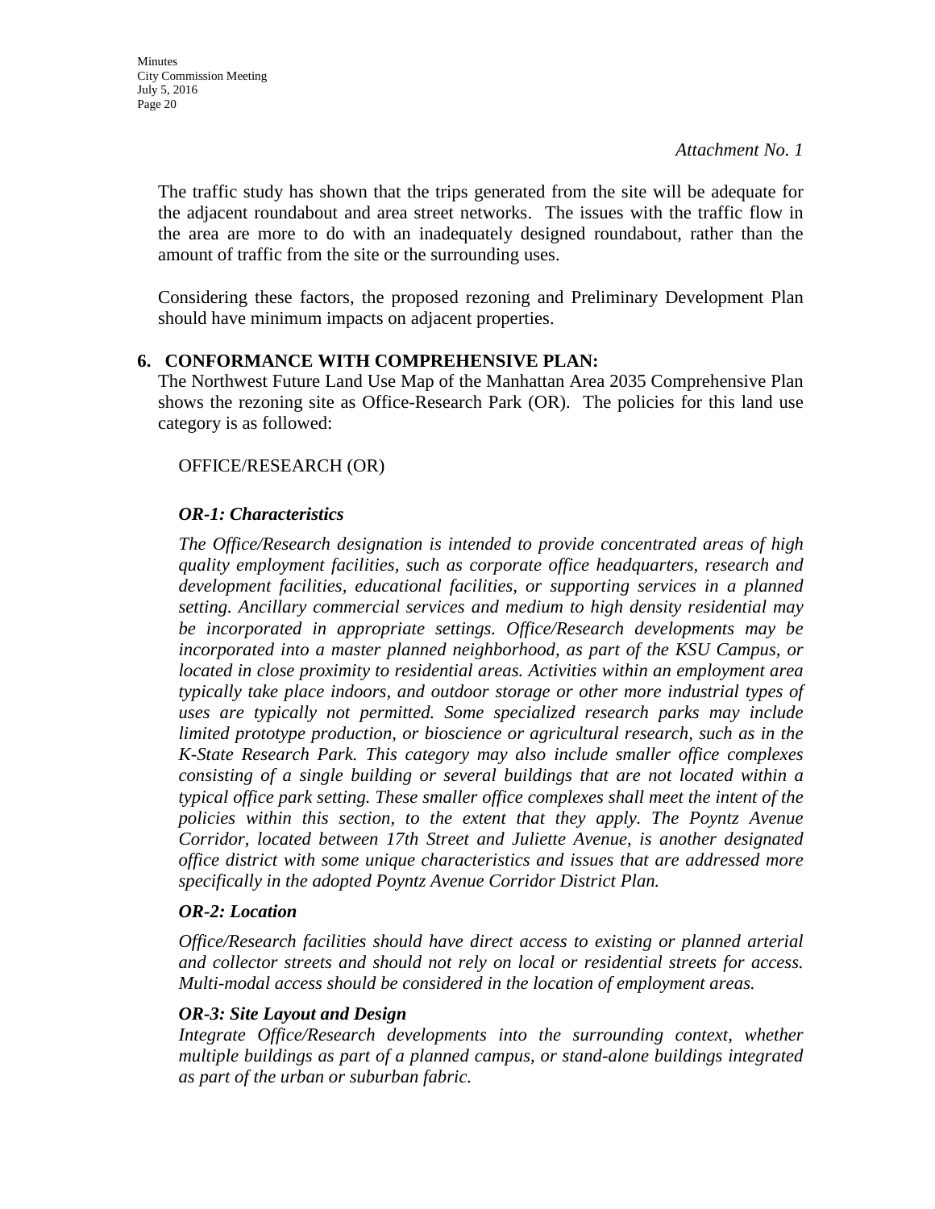*Attachment No. 1*

The traffic study has shown that the trips generated from the site will be adequate for the adjacent roundabout and area street networks. The issues with the traffic flow in the area are more to do with an inadequately designed roundabout, rather than the amount of traffic from the site or the surrounding uses.

Considering these factors, the proposed rezoning and Preliminary Development Plan should have minimum impacts on adjacent properties.

**6. CONFORMANCE WITH COMPREHENSIVE PLAN:**

The Northwest Future Land Use Map of the Manhattan Area 2035 Comprehensive Plan shows the rezoning site as Office-Research Park (OR). The policies for this land use category is as followed:

OFFICE/RESEARCH (OR)

***OR-1: Characteristics***

*The Office/Research designation is intended to provide concentrated areas of high quality employment facilities, such as corporate office headquarters, research and development facilities, educational facilities, or supporting services in a planned setting. Ancillary commercial services and medium to high density residential may be incorporated in appropriate settings. Office/Research developments may be incorporated into a master planned neighborhood, as part of the KSU Campus, or located in close proximity to residential areas. Activities within an employment area typically take place indoors, and outdoor storage or other more industrial types of uses are typically not permitted. Some specialized research parks may include limited prototype production, or bioscience or agricultural research, such as in the K-State Research Park. This category may also include smaller office complexes consisting of a single building or several buildings that are not located within a typical office park setting. These smaller office complexes shall meet the intent of the policies within this section, to the extent that they apply. The Poyntz Avenue Corridor, located between 17th Street and Juliette Avenue, is another designated office district with some unique characteristics and issues that are addressed more specifically in the adopted Poyntz Avenue Corridor District Plan.*

***OR-2: Location***

*Office/Research facilities should have direct access to existing or planned arterial and collector streets and should not rely on local or residential streets for access. Multi-modal access should be considered in the location of employment areas.*

***OR-3: Site Layout and Design***

*Integrate Office/Research developments into the surrounding context, whether multiple buildings as part of a planned campus, or stand-alone buildings integrated as part of the urban or suburban fabric.*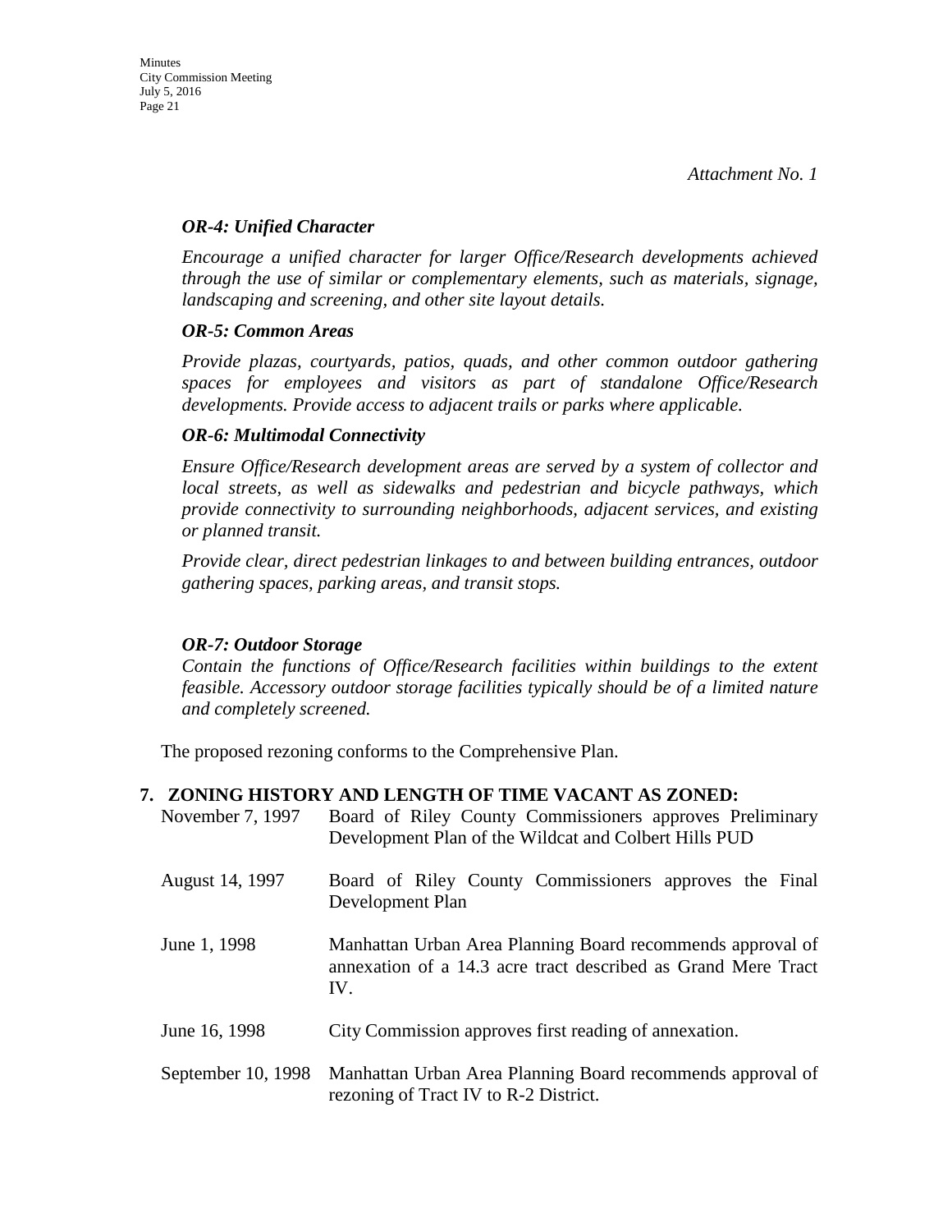*Attachment No. 1*

***OR-4: Unified Character***

*Encourage a unified character for larger Office/Research developments achieved through the use of similar or complementary elements, such as materials, signage, landscaping and screening, and other site layout details.*

***OR-5: Common Areas***

*Provide plazas, courtyards, patios, quads, and other common outdoor gathering spaces for employees and visitors as part of standalone Office/Research developments. Provide access to adjacent trails or parks where applicable.*

***OR-6: Multimodal Connectivity***

*Ensure Office/Research development areas are served by a system of collector and local streets, as well as sidewalks and pedestrian and bicycle pathways, which provide connectivity to surrounding neighborhoods, adjacent services, and existing or planned transit.*

*Provide clear, direct pedestrian linkages to and between building entrances, outdoor gathering spaces, parking areas, and transit stops.*

***OR-7: Outdoor Storage***

*Contain the functions of Office/Research facilities within buildings to the extent feasible. Accessory outdoor storage facilities typically should be of a limited nature and completely screened.*

The proposed rezoning conforms to the Comprehensive Plan.

**7. ZONING HISTORY AND LENGTH OF TIME VACANT AS ZONED:**

| | |
|---|---|
| November 7, 1997 | Board of Riley County Commissioners approves Preliminary Development Plan of the Wildcat and Colbert Hills PUD |
| August 14, 1997 | Board of Riley County Commissioners approves the Final Development Plan |
| June 1, 1998 | Manhattan Urban Area Planning Board recommends approval of annexation of a 14.3 acre tract described as Grand Mere Tract IV. |
| June 16, 1998 | City Commission approves first reading of annexation. |
| September 10, 1998 | Manhattan Urban Area Planning Board recommends approval of rezoning of Tract IV to R-2 District. |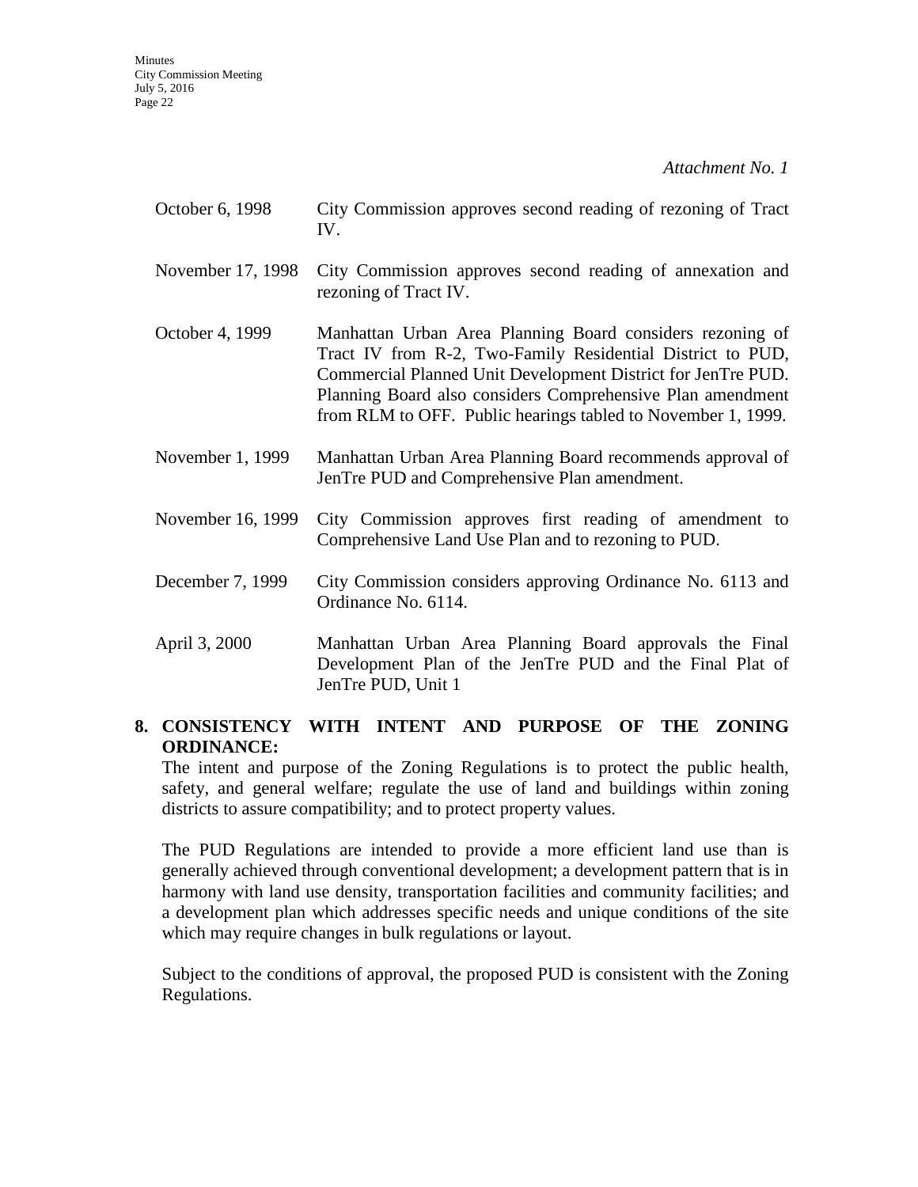*Attachment No. 1*

| | |
|---|---|
| October 6, 1998 | City Commission approves second reading of rezoning of Tract IV. |
| November 17, 1998 | City Commission approves second reading of annexation and rezoning of Tract IV. |
| October 4, 1999 | Manhattan Urban Area Planning Board considers rezoning of Tract IV from R-2, Two-Family Residential District to PUD, Commercial Planned Unit Development District for JenTre PUD. Planning Board also considers Comprehensive Plan amendment from RLM to OFF. Public hearings tabled to November 1, 1999. |
| November 1, 1999 | Manhattan Urban Area Planning Board recommends approval of JenTre PUD and Comprehensive Plan amendment. |
| November 16, 1999 | City Commission approves first reading of amendment to Comprehensive Land Use Plan and to rezoning to PUD. |
| December 7, 1999 | City Commission considers approving Ordinance No. 6113 and Ordinance No. 6114. |
| April 3, 2000 | Manhattan Urban Area Planning Board approvals the Final Development Plan of the JenTre PUD and the Final Plat of JenTre PUD, Unit 1 |

**8. CONSISTENCY WITH INTENT AND PURPOSE OF THE ZONING ORDINANCE:**

The intent and purpose of the Zoning Regulations is to protect the public health, safety, and general welfare; regulate the use of land and buildings within zoning districts to assure compatibility; and to protect property values.

The PUD Regulations are intended to provide a more efficient land use than is generally achieved through conventional development; a development pattern that is in harmony with land use density, transportation facilities and community facilities; and a development plan which addresses specific needs and unique conditions of the site which may require changes in bulk regulations or layout.

Subject to the conditions of approval, the proposed PUD is consistent with the Zoning Regulations.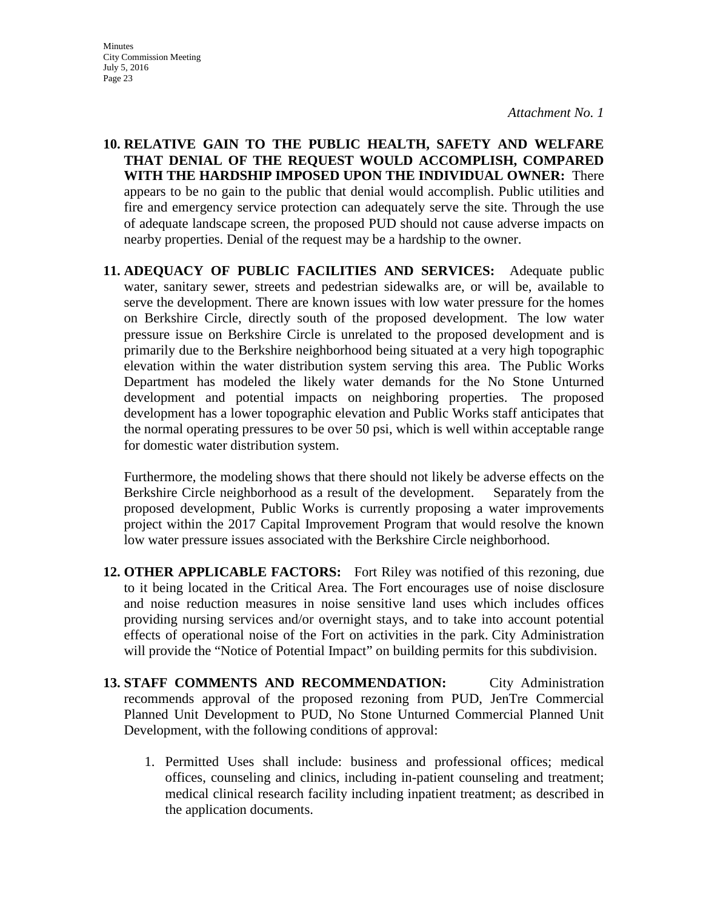*Attachment No. 1*

10. **RELATIVE GAIN TO THE PUBLIC HEALTH, SAFETY AND WELFARE THAT DENIAL OF THE REQUEST WOULD ACCOMPLISH, COMPARED WITH THE HARDSHIP IMPOSED UPON THE INDIVIDUAL OWNER:** There appears to be no gain to the public that denial would accomplish. Public utilities and fire and emergency service protection can adequately serve the site. Through the use of adequate landscape screen, the proposed PUD should not cause adverse impacts on nearby properties. Denial of the request may be a hardship to the owner.

11. **ADEQUACY OF PUBLIC FACILITIES AND SERVICES:** Adequate public water, sanitary sewer, streets and pedestrian sidewalks are, or will be, available to serve the development. There are known issues with low water pressure for the homes on Berkshire Circle, directly south of the proposed development. The low water pressure issue on Berkshire Circle is unrelated to the proposed development and is primarily due to the Berkshire neighborhood being situated at a very high topographic elevation within the water distribution system serving this area. The Public Works Department has modeled the likely water demands for the No Stone Unturned development and potential impacts on neighboring properties. The proposed development has a lower topographic elevation and Public Works staff anticipates that the normal operating pressures to be over 50 psi, which is well within acceptable range for domestic water distribution system.

    Furthermore, the modeling shows that there should not likely be adverse effects on the Berkshire Circle neighborhood as a result of the development. Separately from the proposed development, Public Works is currently proposing a water improvements project within the 2017 Capital Improvement Program that would resolve the known low water pressure issues associated with the Berkshire Circle neighborhood.

12. **OTHER APPLICABLE FACTORS:** Fort Riley was notified of this rezoning, due to it being located in the Critical Area. The Fort encourages use of noise disclosure and noise reduction measures in noise sensitive land uses which includes offices providing nursing services and/or overnight stays, and to take into account potential effects of operational noise of the Fort on activities in the park. City Administration will provide the "Notice of Potential Impact" on building permits for this subdivision.

13. **STAFF COMMENTS AND RECOMMENDATION:** City Administration recommends approval of the proposed rezoning from PUD, JenTre Commercial Planned Unit Development to PUD, No Stone Unturned Commercial Planned Unit Development, with the following conditions of approval:

    1. Permitted Uses shall include: business and professional offices; medical offices, counseling and clinics, including in-patient counseling and treatment; medical clinical research facility including inpatient treatment; as described in the application documents.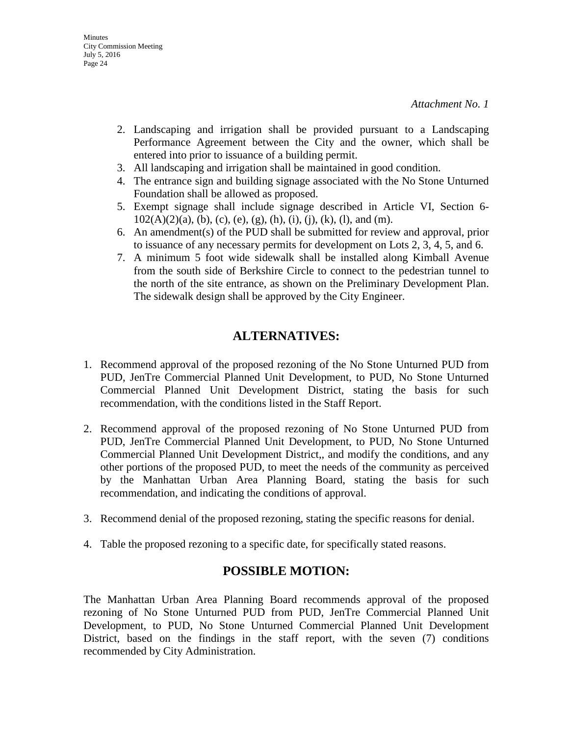*Attachment No. 1*

2. Landscaping and irrigation shall be provided pursuant to a Landscaping Performance Agreement between the City and the owner, which shall be entered into prior to issuance of a building permit.
3. All landscaping and irrigation shall be maintained in good condition.
4. The entrance sign and building signage associated with the No Stone Unturned Foundation shall be allowed as proposed.
5. Exempt signage shall include signage described in Article VI, Section 6-102(A)(2)(a), (b), (c), (e), (g), (h), (i), (j), (k), (l), and (m).
6. An amendment(s) of the PUD shall be submitted for review and approval, prior to issuance of any necessary permits for development on Lots 2, 3, 4, 5, and 6.
7. A minimum 5 foot wide sidewalk shall be installed along Kimball Avenue from the south side of Berkshire Circle to connect to the pedestrian tunnel to the north of the site entrance, as shown on the Preliminary Development Plan. The sidewalk design shall be approved by the City Engineer.

## ALTERNATIVES:

1. Recommend approval of the proposed rezoning of the No Stone Unturned PUD from PUD, JenTre Commercial Planned Unit Development, to PUD, No Stone Unturned Commercial Planned Unit Development District, stating the basis for such recommendation, with the conditions listed in the Staff Report.

2. Recommend approval of the proposed rezoning of No Stone Unturned PUD from PUD, JenTre Commercial Planned Unit Development, to PUD, No Stone Unturned Commercial Planned Unit Development District,, and modify the conditions, and any other portions of the proposed PUD, to meet the needs of the community as perceived by the Manhattan Urban Area Planning Board, stating the basis for such recommendation, and indicating the conditions of approval.

3. Recommend denial of the proposed rezoning, stating the specific reasons for denial.

4. Table the proposed rezoning to a specific date, for specifically stated reasons.

## POSSIBLE MOTION:

The Manhattan Urban Area Planning Board recommends approval of the proposed rezoning of No Stone Unturned PUD from PUD, JenTre Commercial Planned Unit Development, to PUD, No Stone Unturned Commercial Planned Unit Development District, based on the findings in the staff report, with the seven (7) conditions recommended by City Administration.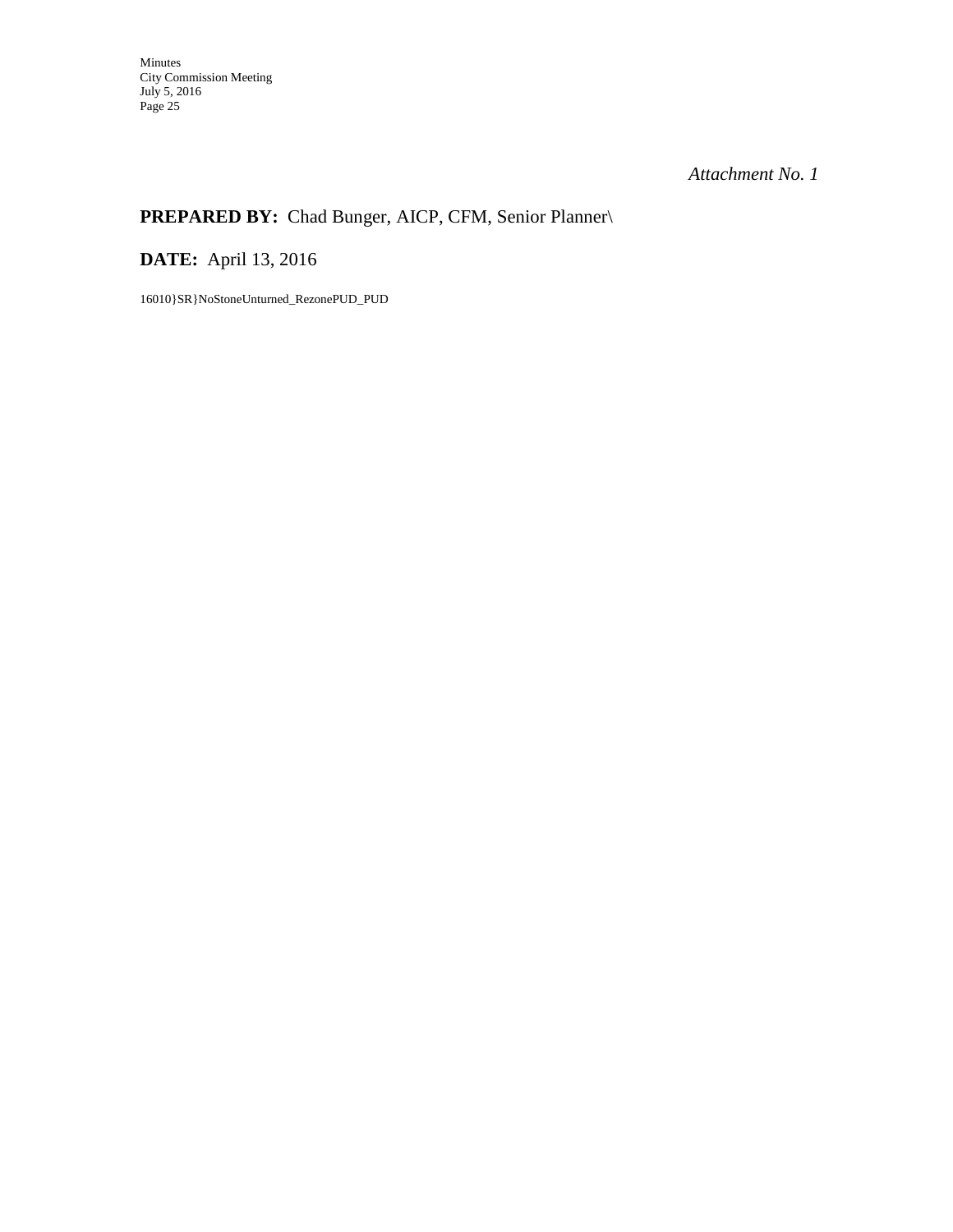*Attachment No. 1*

**PREPARED BY:** Chad Bunger, AICP, CFM, Senior Planner\

**DATE:** April 13, 2016

16010}SR}NoStoneUnturned_RezonePUD_PUD